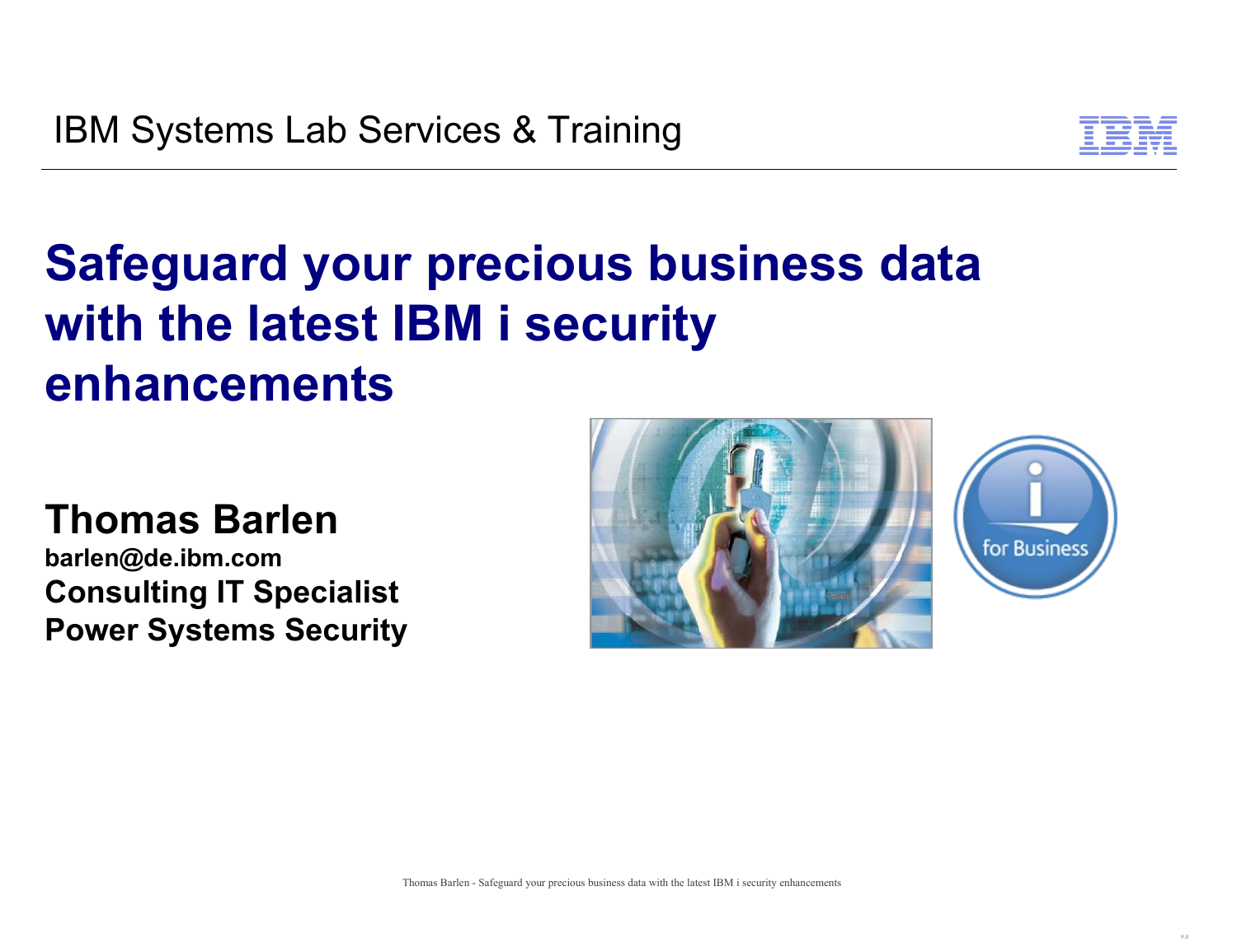IBM Systems Lab Services & Training

# Safeguard your precious business data with the latest IBM i security enhancements

## Thomas Barlen

**barlen@de.ibm.com**
**Consulting IT Specialist**
**Power Systems Security**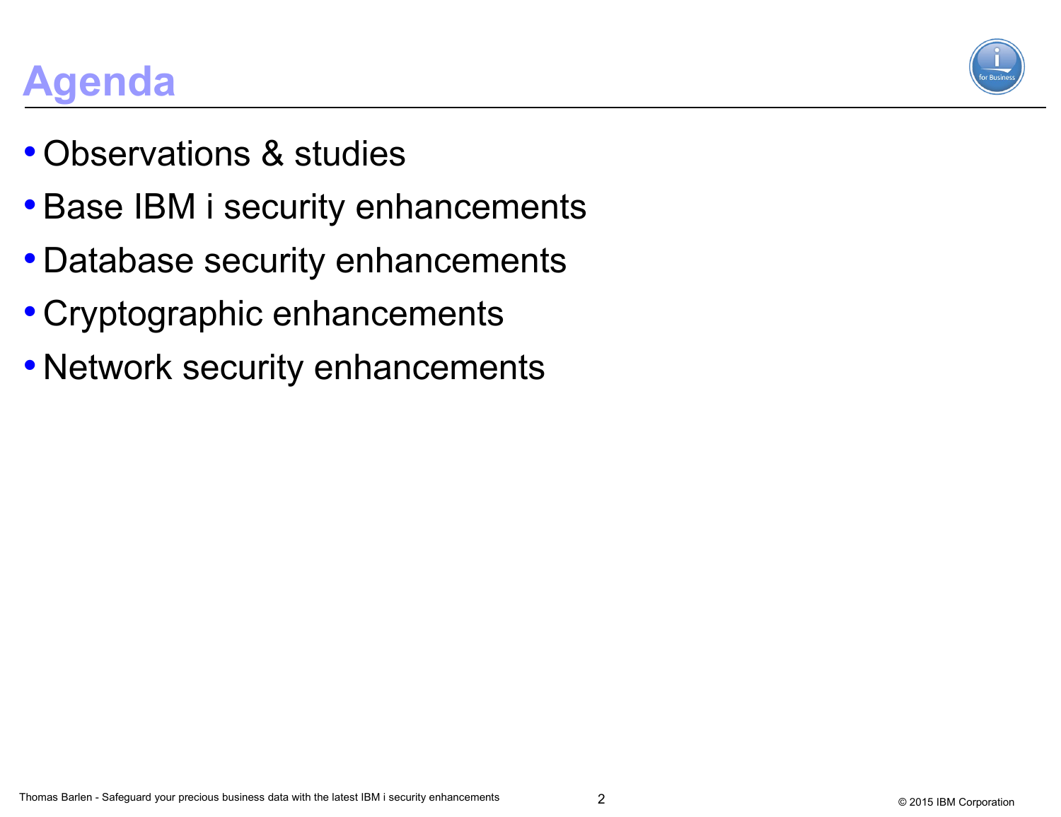# Agenda

- Observations & studies
- Base IBM i security enhancements
- Database security enhancements
- Cryptographic enhancements
- Network security enhancements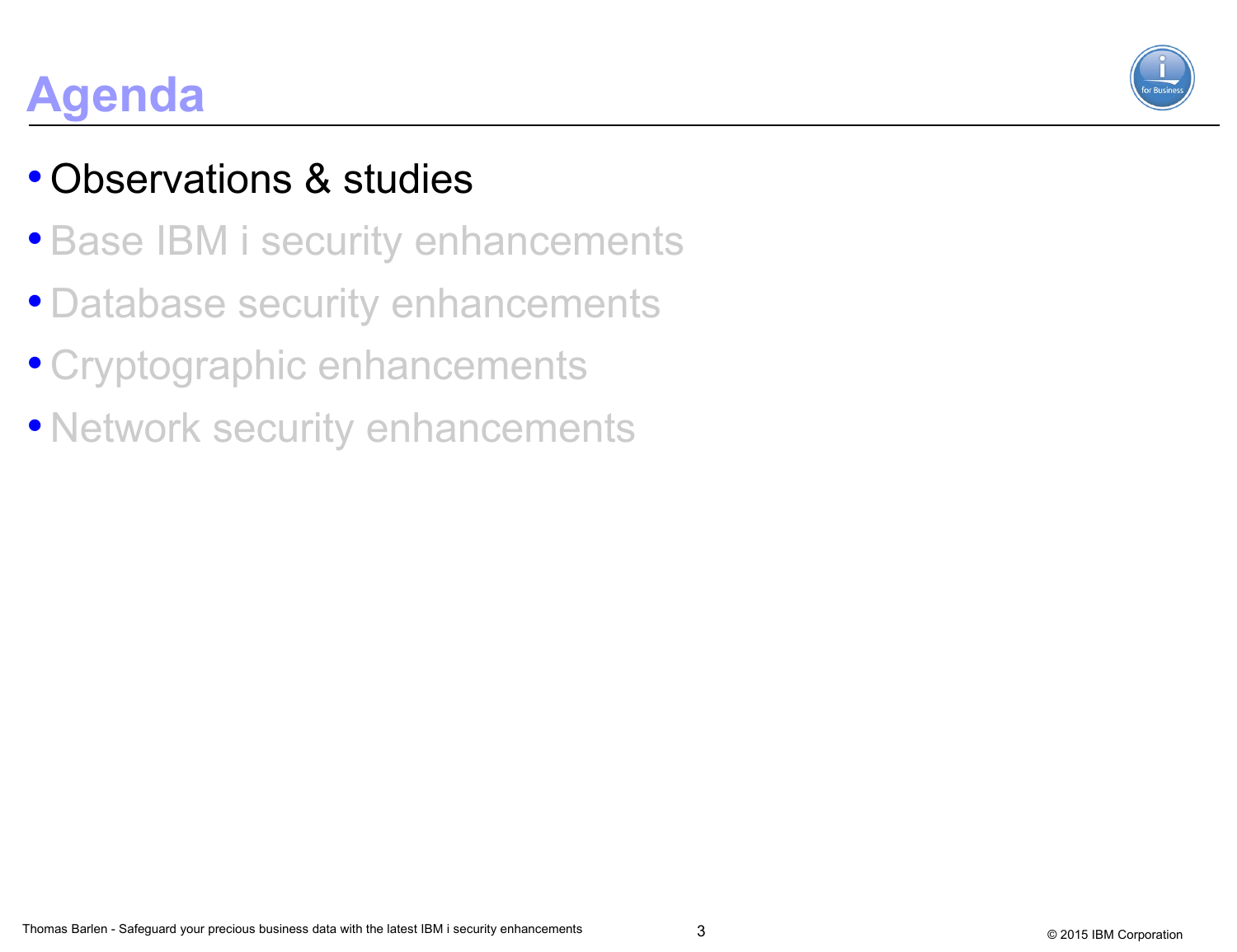# Agenda

- Observations & studies
- Base IBM i security enhancements
- Database security enhancements
- Cryptographic enhancements
- Network security enhancements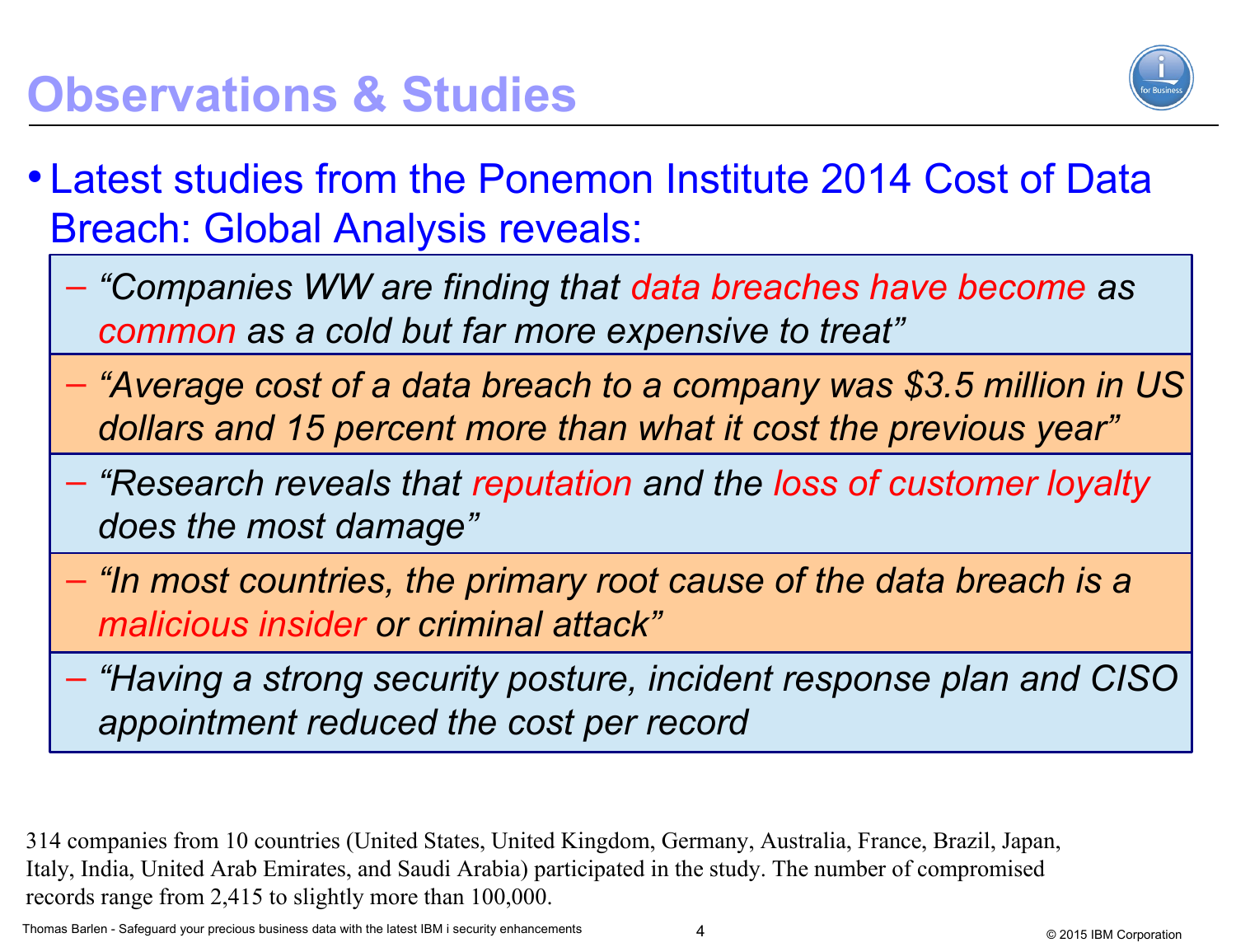# Observations & Studies

- Latest studies from the Ponemon Institute 2014 Cost of Data Breach: Global Analysis reveals:
  - *"Companies WW are finding that data breaches have become as common as a cold but far more expensive to treat"*
  - *"Average cost of a data breach to a company was $3.5 million in US dollars and 15 percent more than what it cost the previous year"*
  - *"Research reveals that reputation and the loss of customer loyalty does the most damage"*
  - *"In most countries, the primary root cause of the data breach is a malicious insider or criminal attack"*
  - *"Having a strong security posture, incident response plan and CISO appointment reduced the cost per record*

314 companies from 10 countries (United States, United Kingdom, Germany, Australia, France, Brazil, Japan, Italy, India, United Arab Emirates, and Saudi Arabia) participated in the study. The number of compromised records range from 2,415 to slightly more than 100,000.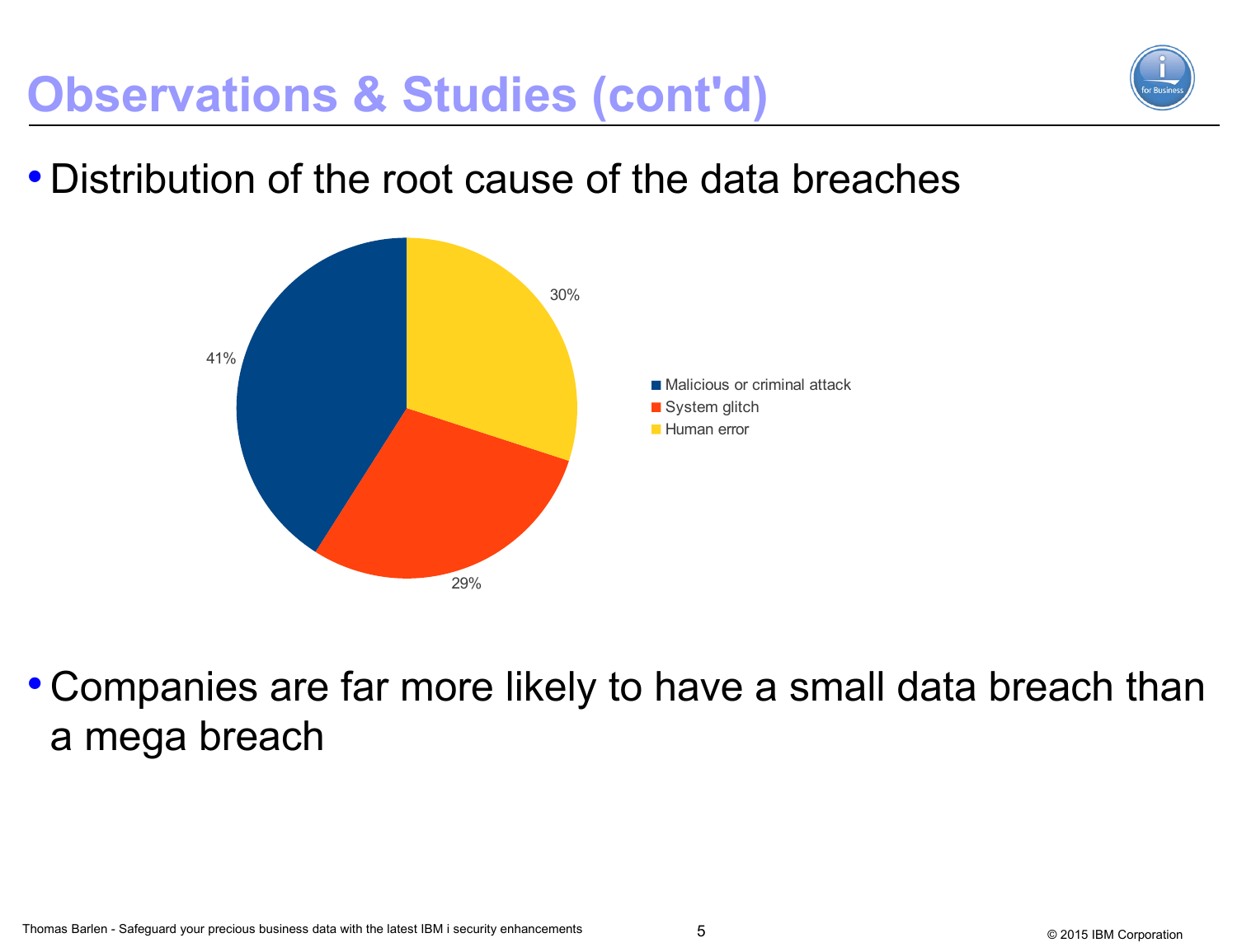# Observations & Studies (cont'd)

- Distribution of the root cause of the data breaches

| Root cause | Percentage |
|---|---|
| Malicious or criminal attack | 41% |
| System glitch | 29% |
| Human error | 30% |

- Companies are far more likely to have a small data breach than a mega breach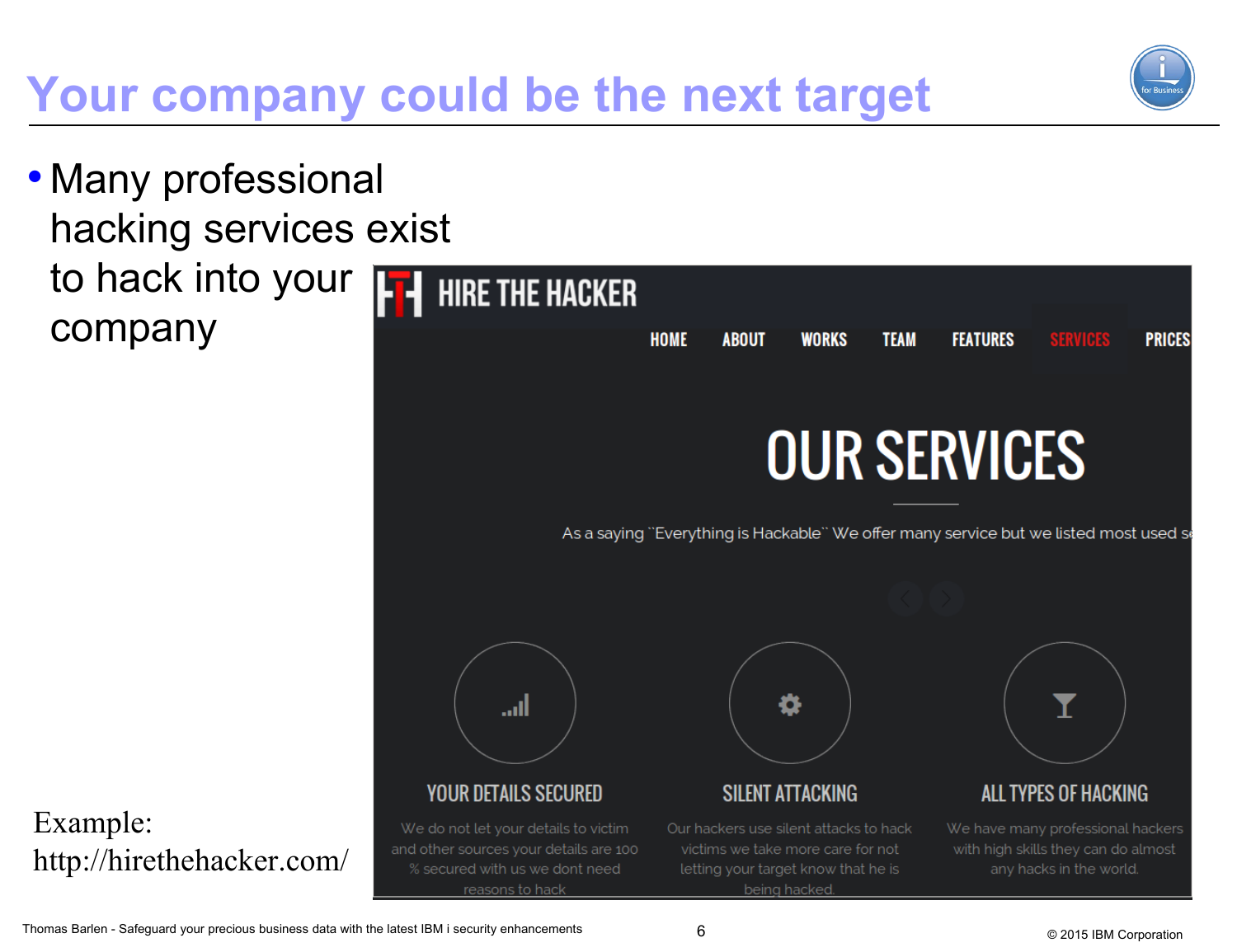# Your company could be the next target

- Many professional hacking services exist to hack into your company

HIRE THE HACKER

HOME ABOUT WORKS TEAM FEATURES SERVICES PRICES

OUR SERVICES

As a saying ``Everything is Hackable`` We offer many service but we listed most used se

YOUR DETAILS SECURED

We do not let your details to victim and other sources your details are 100 % secured with us we dont need reasons to hack

SILENT ATTACKING

Our hackers use silent attacks to hack victims we take more care for not letting your target know that he is being hacked.

ALL TYPES OF HACKING

We have many professional hackers with high skills they can do almost any hacks in the world.

Example: http://hirethehacker.com/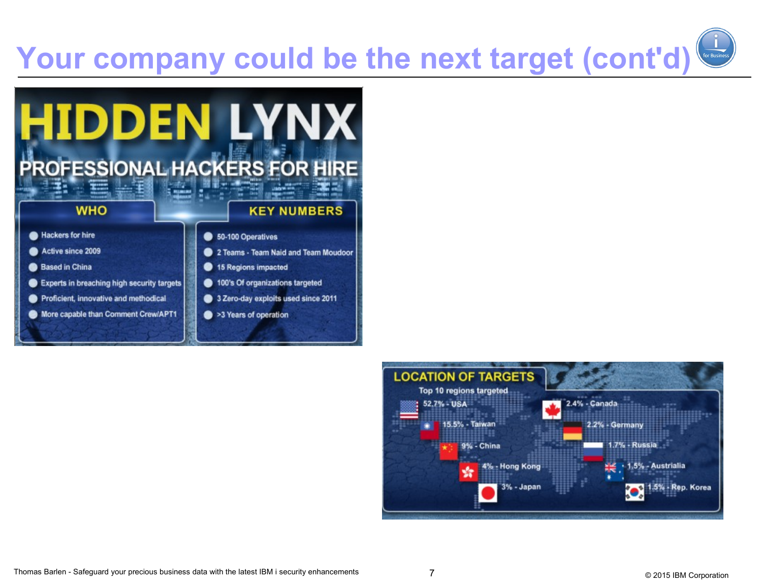# Your company could be the next target (cont'd)

# HIDDEN LYNX

## PROFESSIONAL HACKERS FOR HIRE

### WHO

- Hackers for hire
- Active since 2009
- Based in China
- Experts in breaching high security targets
- Proficient, innovative and methodical
- More capable than Comment Crew/APT1

### KEY NUMBERS

- 50-100 Operatives
- 2 Teams - Team Naid and Team Moudoor
- 15 Regions impacted
- 100's Of organizations targeted
- 3 Zero-day exploits used since 2011
- >3 Years of operation

### LOCATION OF TARGETS

Top 10 regions targeted

- 52.7% - USA
- 15.5% - Taiwan
- 9% - China
- 4% - Hong Kong
- 3% - Japan
- 2.4% - Canada
- 2.2% - Germany
- 1.7% - Russia
- 1.5% - Austrialia
- 1.5% - Rep. Korea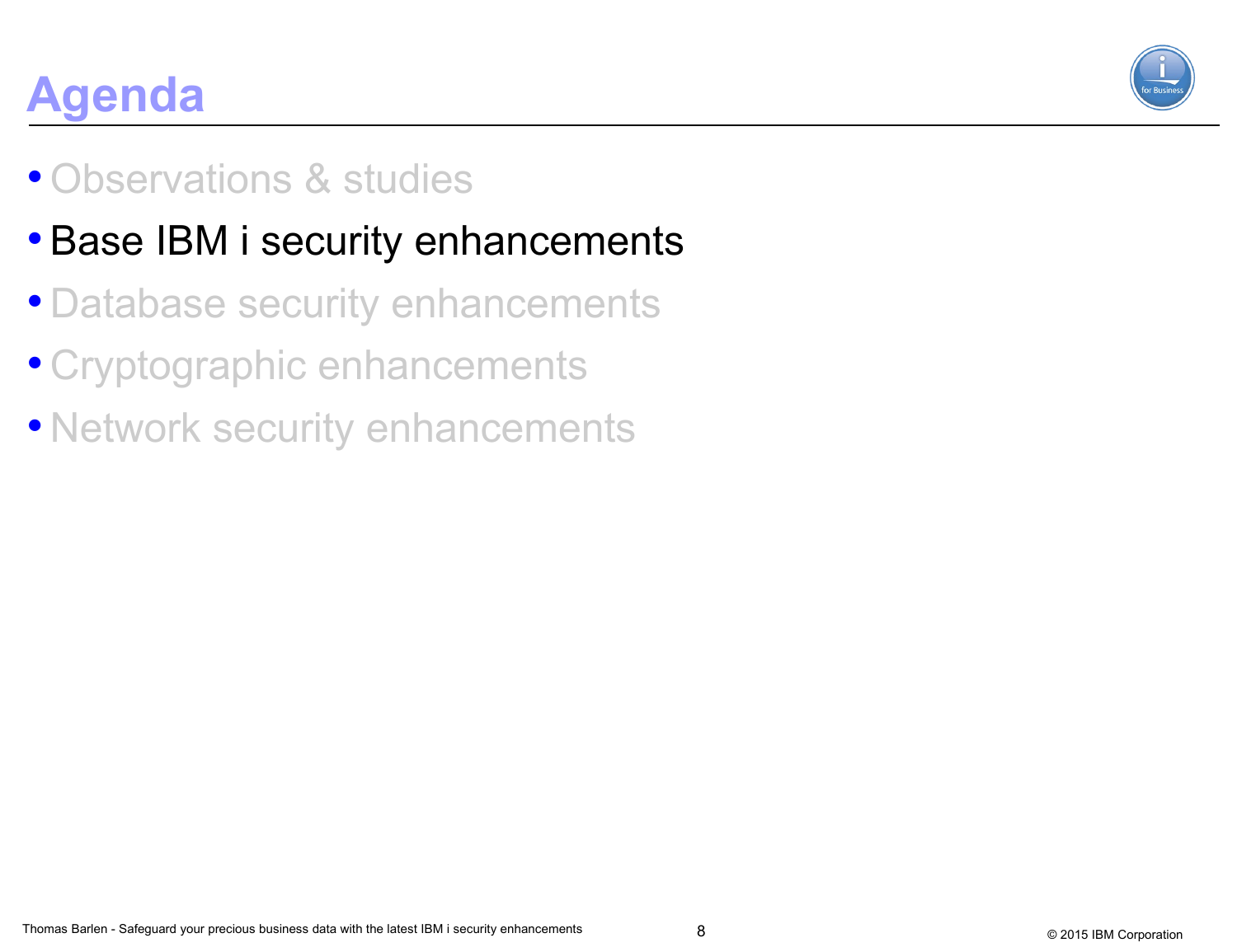# Agenda

- Observations & studies
- Base IBM i security enhancements
- Database security enhancements
- Cryptographic enhancements
- Network security enhancements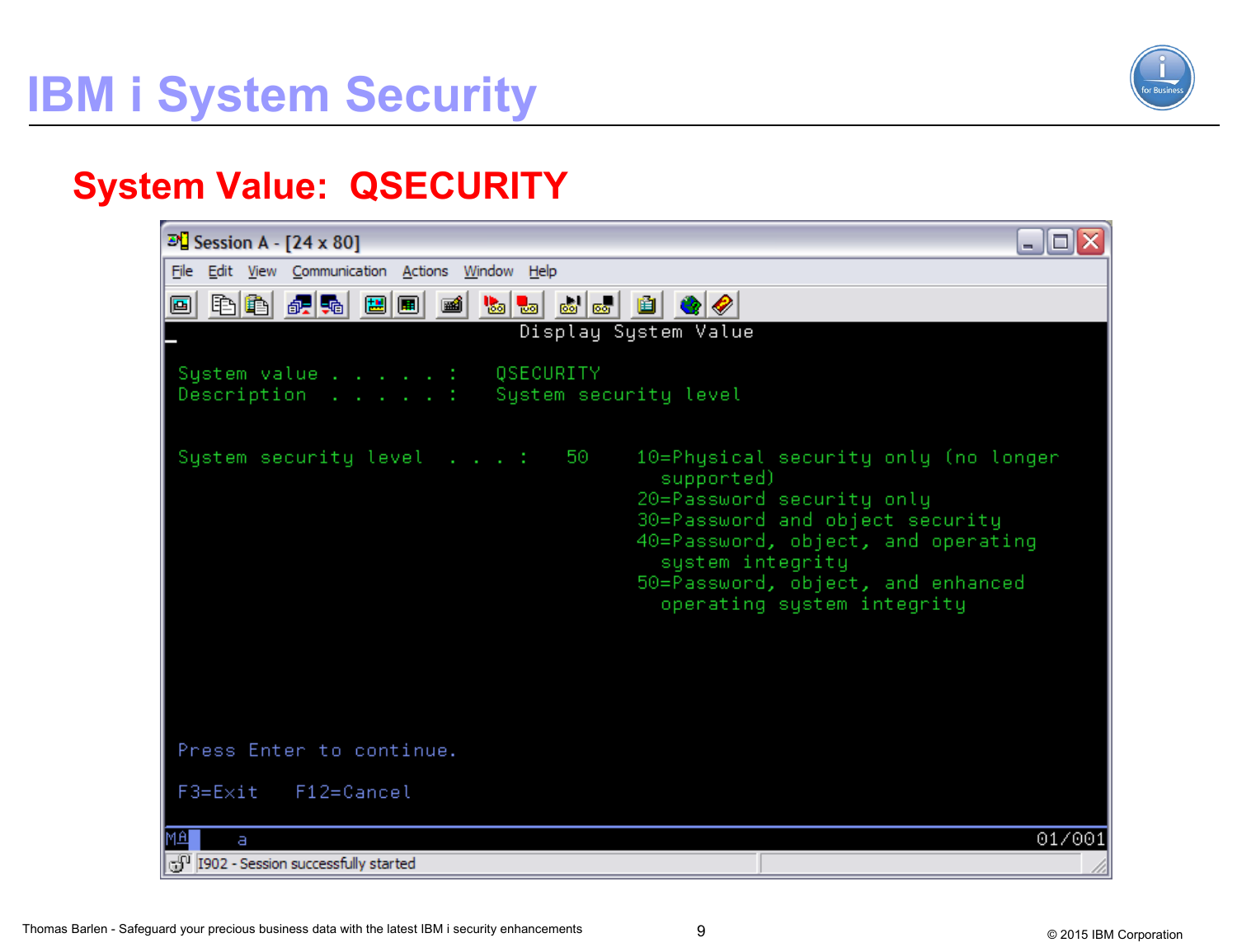# IBM i System Security

## System Value: QSECURITY

```
Session A - [24 x 80]

                              Display System Value

 System value . . . . . :   QSECURITY
 Description  . . . . . :   System security level

 System security level  . . . :   50     10=Physical security only (no longer
                                           supported)
                                         20=Password security only
                                         30=Password and object security
                                         40=Password, object, and operating
                                           system integrity
                                         50=Password, object, and enhanced
                                           operating system integrity

 Press Enter to continue.

 F3=Exit   F12=Cancel

MA     a                                                                01/001
I902 - Session successfully started
```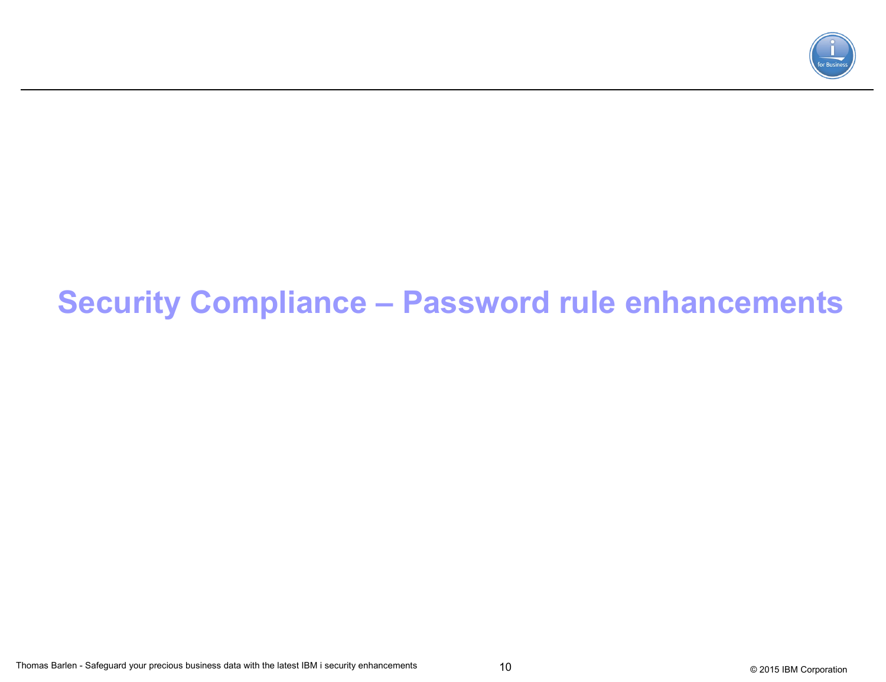# Security Compliance – Password rule enhancements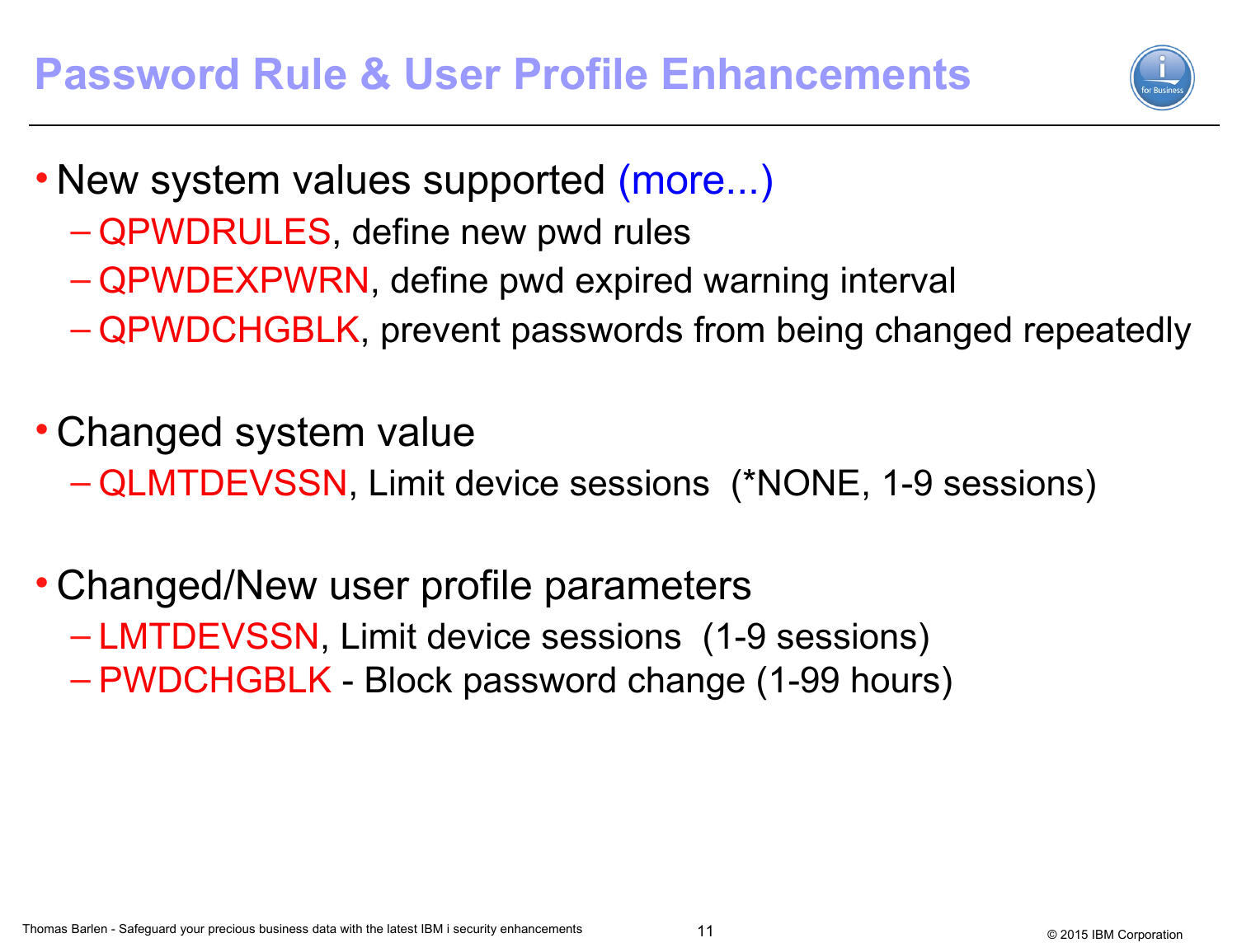# Password Rule & User Profile Enhancements

- New system values supported (more...)
  - QPWDRULES, define new pwd rules
  - QPWDEXPWRN, define pwd expired warning interval
  - QPWDCHGBLK, prevent passwords from being changed repeatedly

- Changed system value
  - QLMTDEVSSN, Limit device sessions (*NONE, 1-9 sessions)

- Changed/New user profile parameters
  - LMTDEVSSN, Limit device sessions (1-9 sessions)
  - PWDCHGBLK - Block password change (1-99 hours)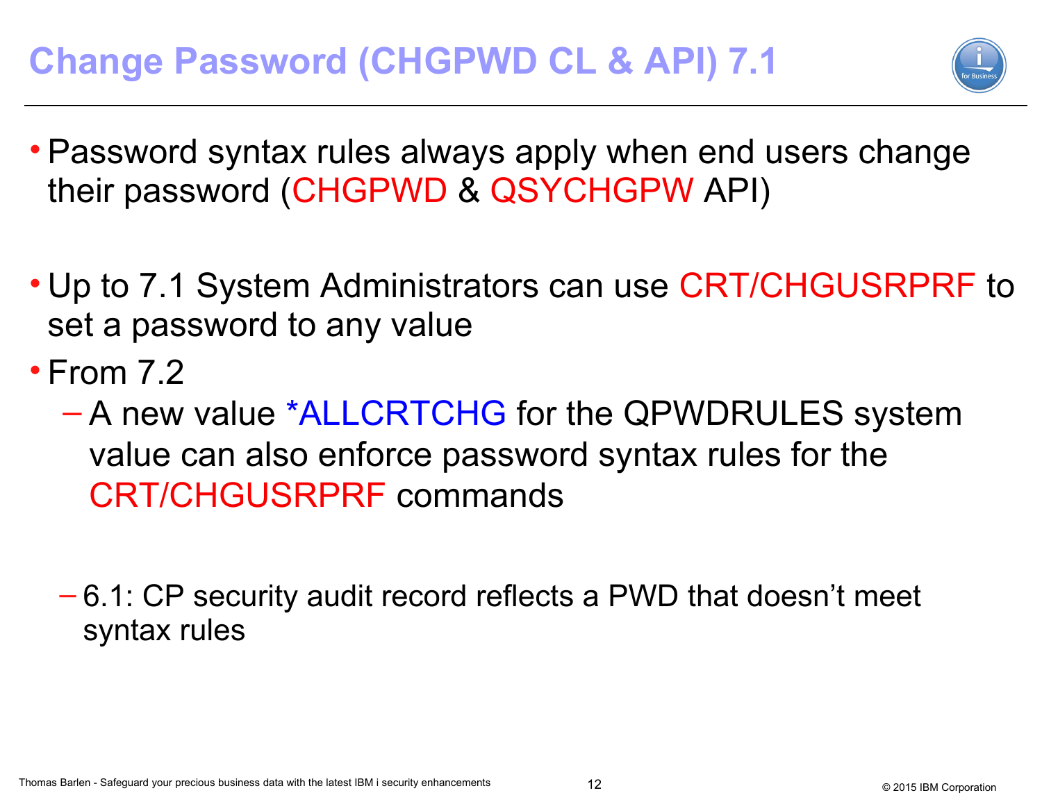# Change Password (CHGPWD CL & API) 7.1

- Password syntax rules always apply when end users change their password (CHGPWD & QSYCHGPW API)

- Up to 7.1 System Administrators can use CRT/CHGUSRPRF to set a password to any value
- From 7.2
  - A new value *ALLCRTCHG for the QPWDRULES system value can also enforce password syntax rules for the CRT/CHGUSRPRF commands

  - 6.1: CP security audit record reflects a PWD that doesn't meet syntax rules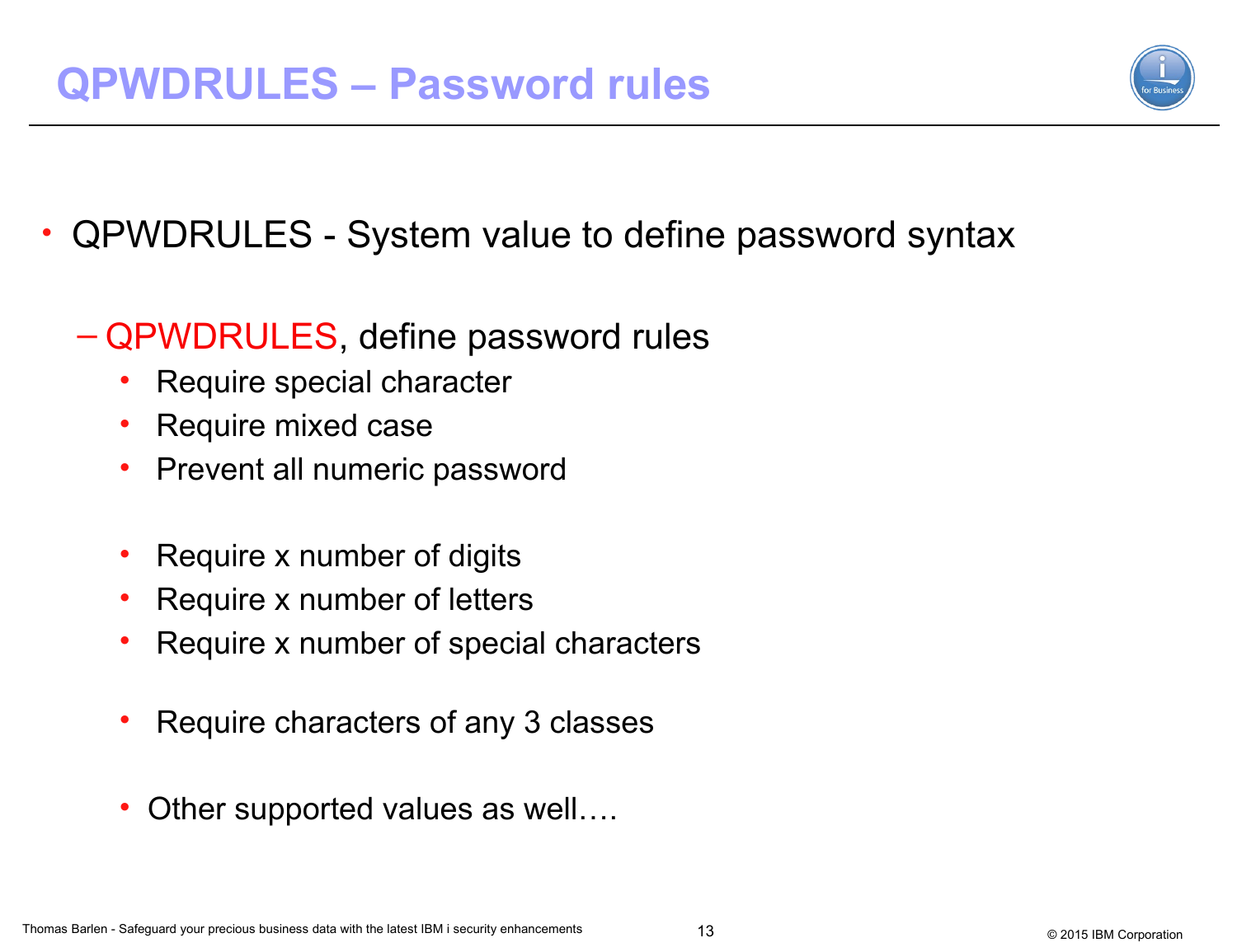# QPWDRULES – Password rules

- QPWDRULES - System value to define password syntax
  - QPWDRULES, define password rules
    - Require special character
    - Require mixed case
    - Prevent all numeric password
    - Require x number of digits
    - Require x number of letters
    - Require x number of special characters
    - Require characters of any 3 classes
    - Other supported values as well….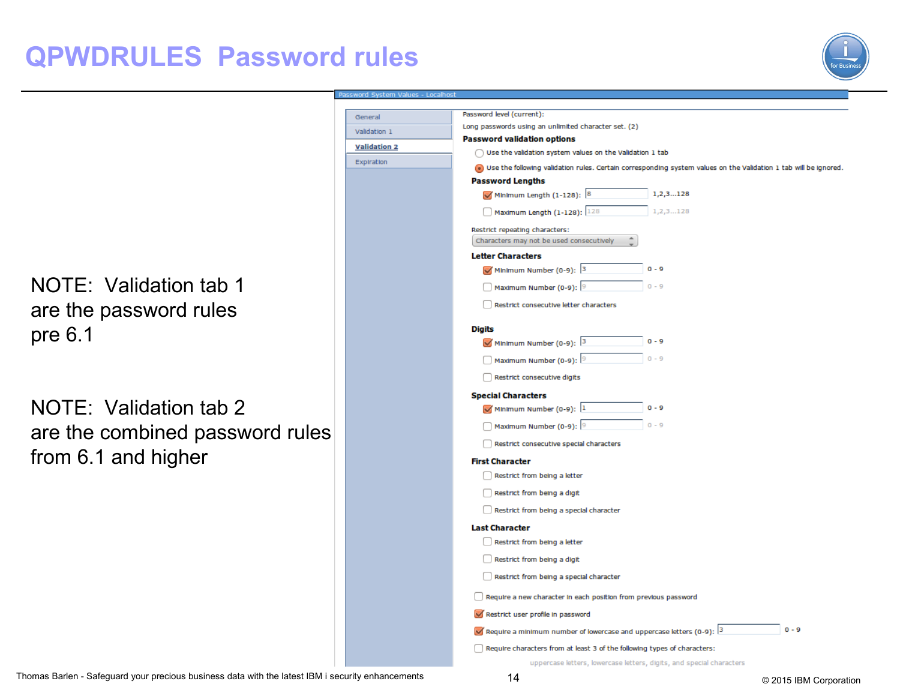# QPWDRULES Password rules

NOTE: Validation tab 1 are the password rules pre 6.1

NOTE: Validation tab 2 are the combined password rules from 6.1 and higher

Password System Values - Localhost

- General
- Validation 1
- Validation 2
- Expiration

Password level (current):
Long passwords using an unlimited character set. (2)

**Password validation options**

- ○ Use the validation system values on the Validation 1 tab
- ● Use the following validation rules. Certain corresponding system values on the Validation 1 tab will be ignored.

**Password Lengths**

- [x] Minimum Length (1-128): 8 — 1,2,3...128
- [ ] Maximum Length (1-128): 128 — 1,2,3...128

Restrict repeating characters:
Characters may not be used consecutively

**Letter Characters**

- [x] Minimum Number (0-9): 3 — 0 - 9
- [ ] Maximum Number (0-9): 9 — 0 - 9
- [ ] Restrict consecutive letter characters

**Digits**

- [x] Minimum Number (0-9): 3 — 0 - 9
- [ ] Maximum Number (0-9): 9 — 0 - 9
- [ ] Restrict consecutive digits

**Special Characters**

- [x] Minimum Number (0-9): 1 — 0 - 9
- [ ] Maximum Number (0-9): 9 — 0 - 9
- [ ] Restrict consecutive special characters

**First Character**

- [ ] Restrict from being a letter
- [ ] Restrict from being a digit
- [ ] Restrict from being a special character

**Last Character**

- [ ] Restrict from being a letter
- [ ] Restrict from being a digit
- [ ] Restrict from being a special character

- [ ] Require a new character in each position from previous password
- [x] Restrict user profile in password
- [x] Require a minimum number of lowercase and uppercase letters (0-9): 3 — 0 - 9
- [ ] Require characters from at least 3 of the following types of characters:
  uppercase letters, lowercase letters, digits, and special characters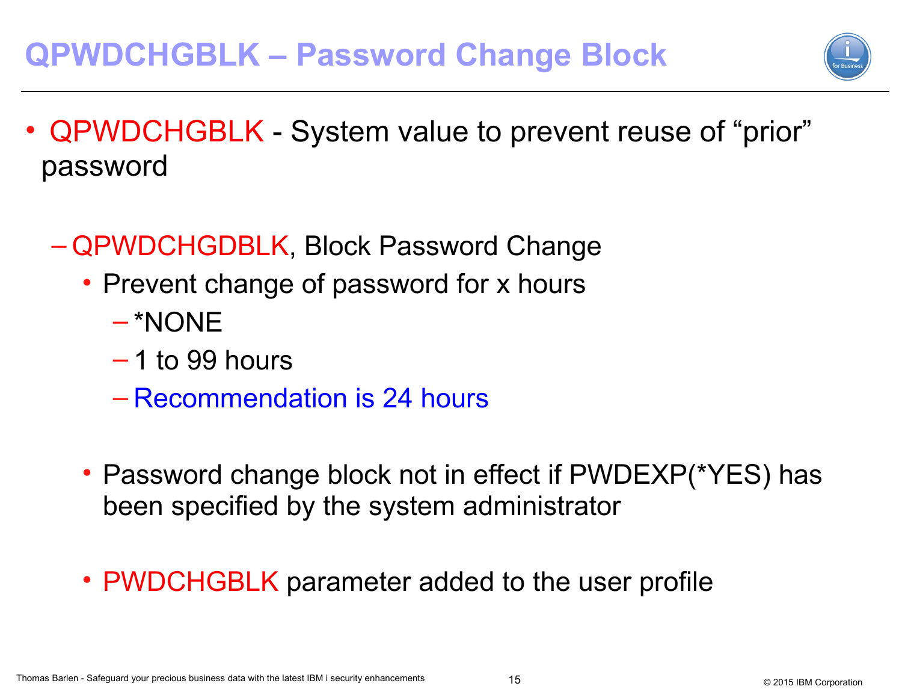# QPWDCHGBLK – Password Change Block

- QPWDCHGBLK - System value to prevent reuse of "prior" password
  - QPWDCHGDBLK, Block Password Change
    - Prevent change of password for x hours
      - *NONE
      - 1 to 99 hours
      - Recommendation is 24 hours
    - Password change block not in effect if PWDEXP(*YES) has been specified by the system administrator
    - PWDCHGBLK parameter added to the user profile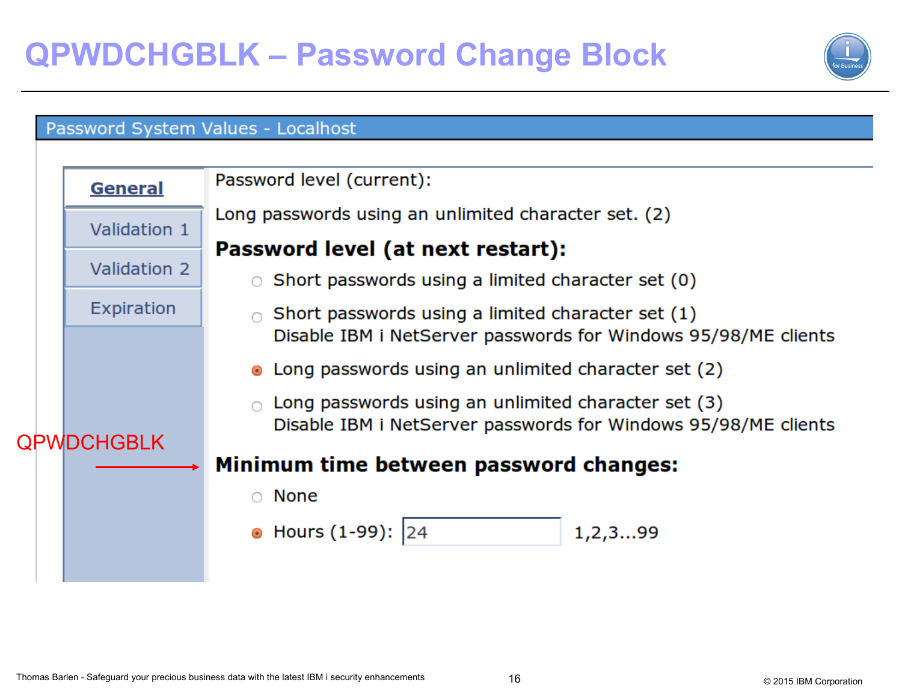# QPWDCHGBLK – Password Change Block

**Password System Values - Localhost**

- **General**
- Validation 1
- Validation 2
- Expiration

Password level (current):

Long passwords using an unlimited character set. (2)

**Password level (at next restart):**

- ○ Short passwords using a limited character set (0)
- ○ Short passwords using a limited character set (1)
  Disable IBM i NetServer passwords for Windows 95/98/ME clients
- ◉ Long passwords using an unlimited character set (2)
- ○ Long passwords using an unlimited character set (3)
  Disable IBM i NetServer passwords for Windows 95/98/ME clients

QPWDCHGBLK →

**Minimum time between password changes:**

- ○ None
- ◉ Hours (1-99): 24    1,2,3...99

Thomas Barlen - Safeguard your precious business data with the latest IBM i security enhancements

© 2015 IBM Corporation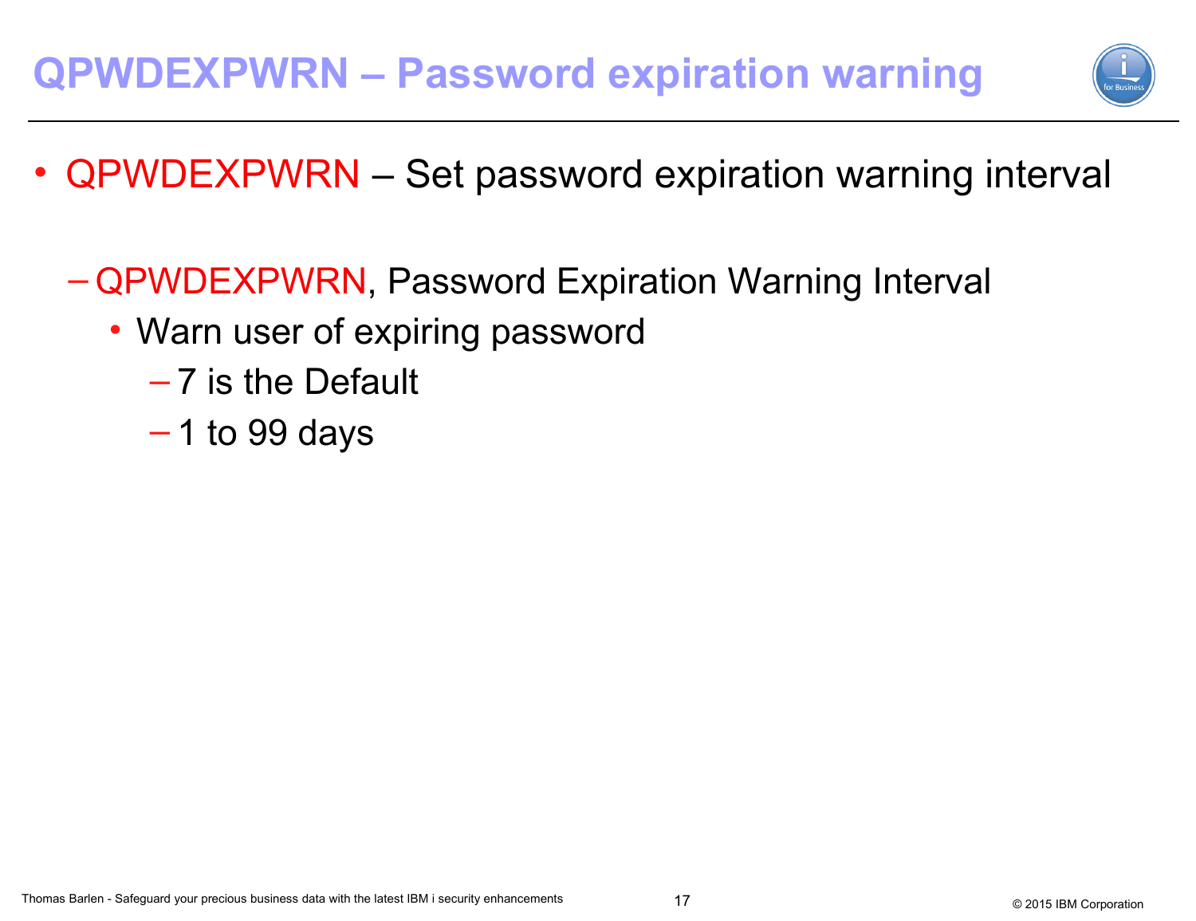# QPWDEXPWRN – Password expiration warning

- QPWDEXPWRN – Set password expiration warning interval
  - QPWDEXPWRN, Password Expiration Warning Interval
    - Warn user of expiring password
      - 7 is the Default
      - 1 to 99 days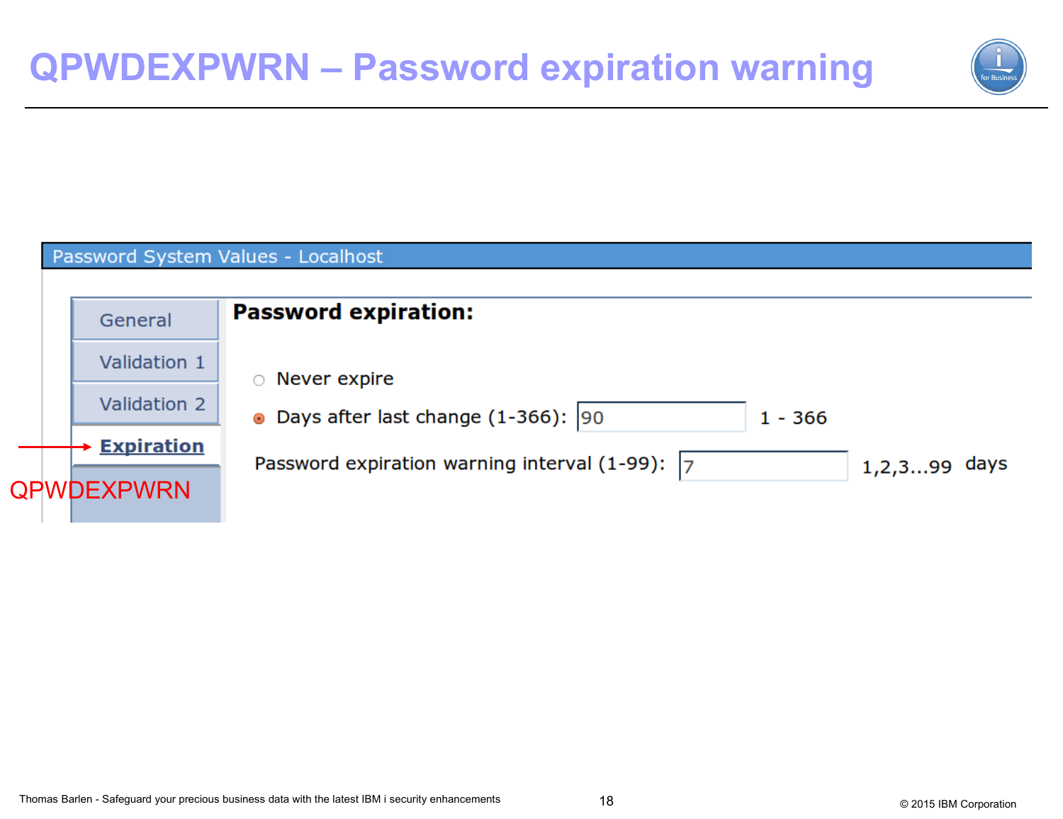# QPWDEXPWRN – Password expiration warning

Password System Values - Localhost

- General
- Validation 1
- Validation 2
- **Expiration** ← QPWDEXPWRN

**Password expiration:**

○ Never expire

● Days after last change (1-366): 90 1 - 366

Password expiration warning interval (1-99): 7 1,2,3...99 days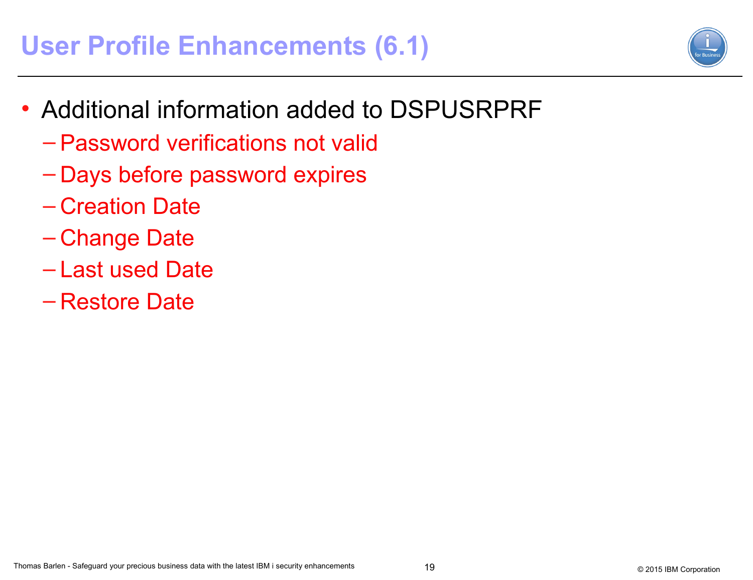# User Profile Enhancements (6.1)

- Additional information added to DSPUSRPRF
  - Password verifications not valid
  - Days before password expires
  - Creation Date
  - Change Date
  - Last used Date
  - Restore Date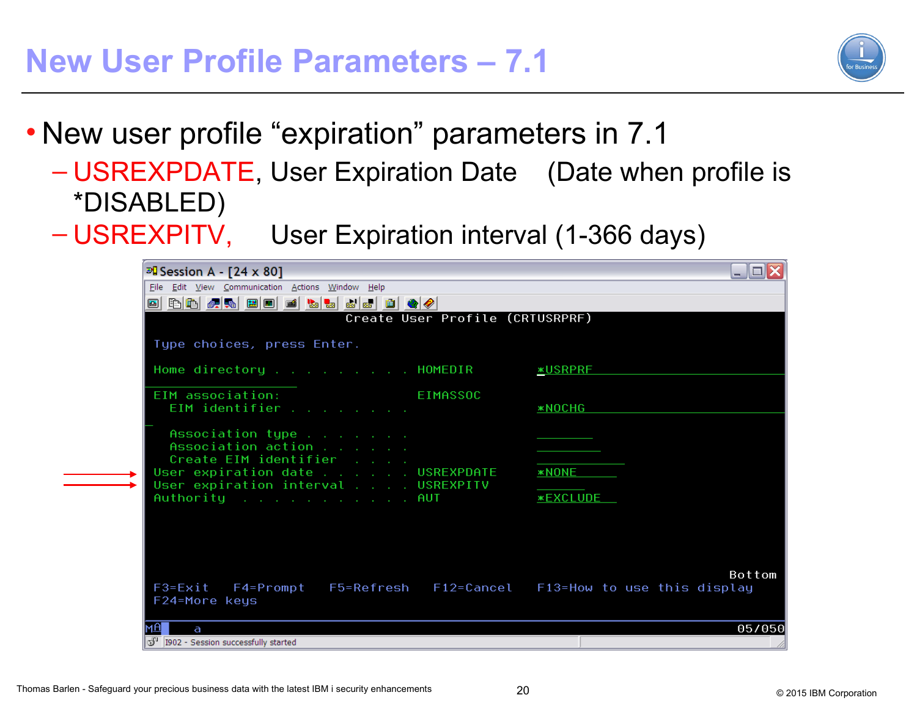# New User Profile Parameters – 7.1

- New user profile “expiration” parameters in 7.1
  - USREXPDATE, User Expiration Date (Date when profile is *DISABLED)
  - USREXPITV, User Expiration interval (1-366 days)

```
Session A - [24 x 80]
File  Edit  View  Communication  Actions  Window  Help

                       Create User Profile (CRTUSRPRF)

 Type choices, press Enter.

 Home directory . . . . . . . . . HOMEDIR        *USRPRF

 EIM association:                 EIMASSOC
   EIM identifier . . . . . . . .                *NOCHG

   Association type . . . . . . .
   Association action . . . . . .
   Create EIM identifier  . . . .
 User expiration date . . . . . . USREXPDATE     *NONE
 User expiration interval . . . . USREXPITV
 Authority  . . . . . . . . . . . AUT            *EXCLUDE

                                                                        Bottom
 F3=Exit   F4=Prompt   F5=Refresh   F12=Cancel   F13=How to use this display
 F24=More keys
MA     a                                                               05/050
I902 - Session successfully started
```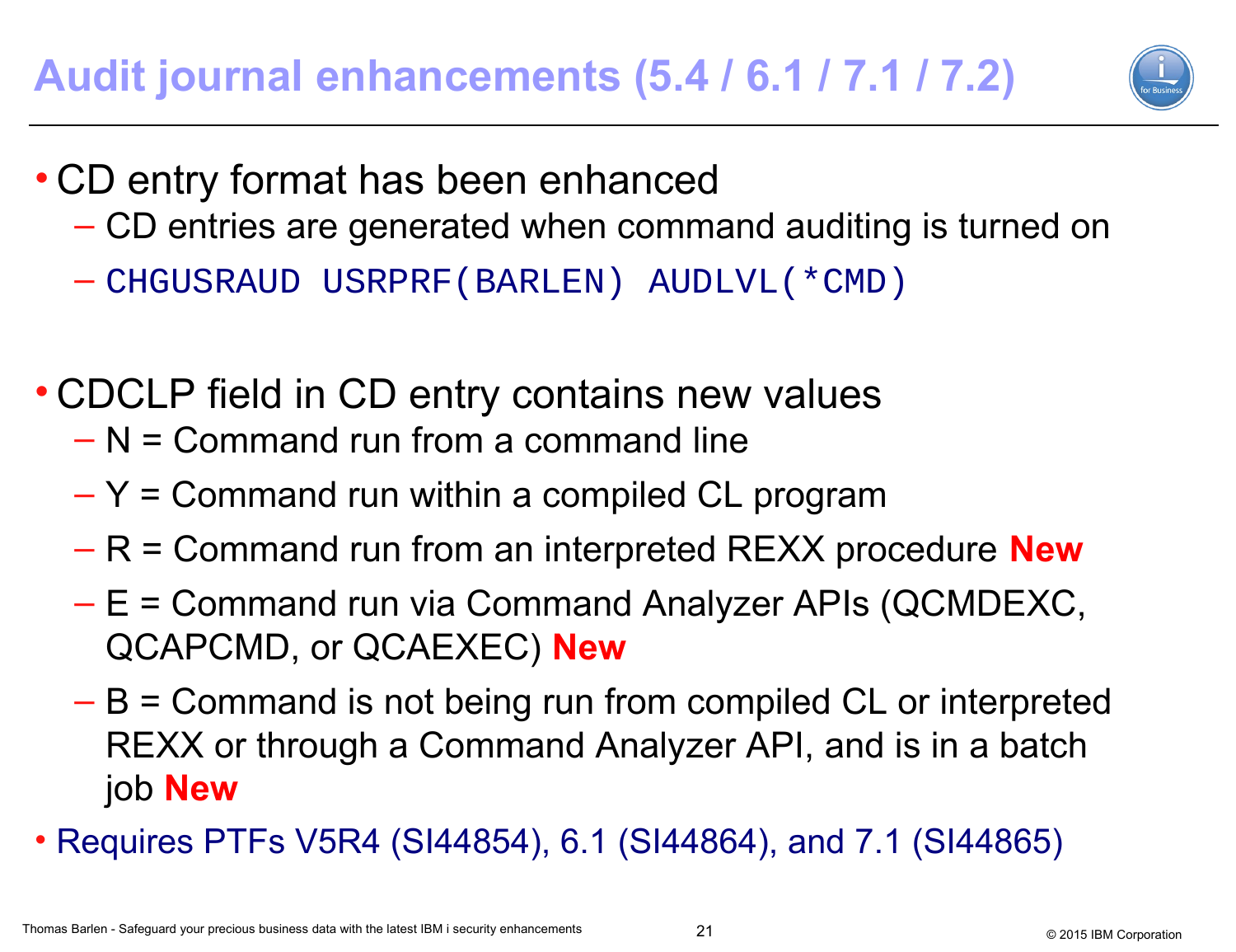# Audit journal enhancements (5.4 / 6.1 / 7.1 / 7.2)

- CD entry format has been enhanced
  - CD entries are generated when command auditing is turned on
  - `CHGUSRAUD USRPRF(BARLEN) AUDLVL(*CMD)`

- CDCLP field in CD entry contains new values
  - N = Command run from a command line
  - Y = Command run within a compiled CL program
  - R = Command run from an interpreted REXX procedure **New**
  - E = Command run via Command Analyzer APIs (QCMDEXC, QCAPCMD, or QCAEXEC) **New**
  - B = Command is not being run from compiled CL or interpreted REXX or through a Command Analyzer API, and is in a batch job **New**
- Requires PTFs V5R4 (SI44854), 6.1 (SI44864), and 7.1 (SI44865)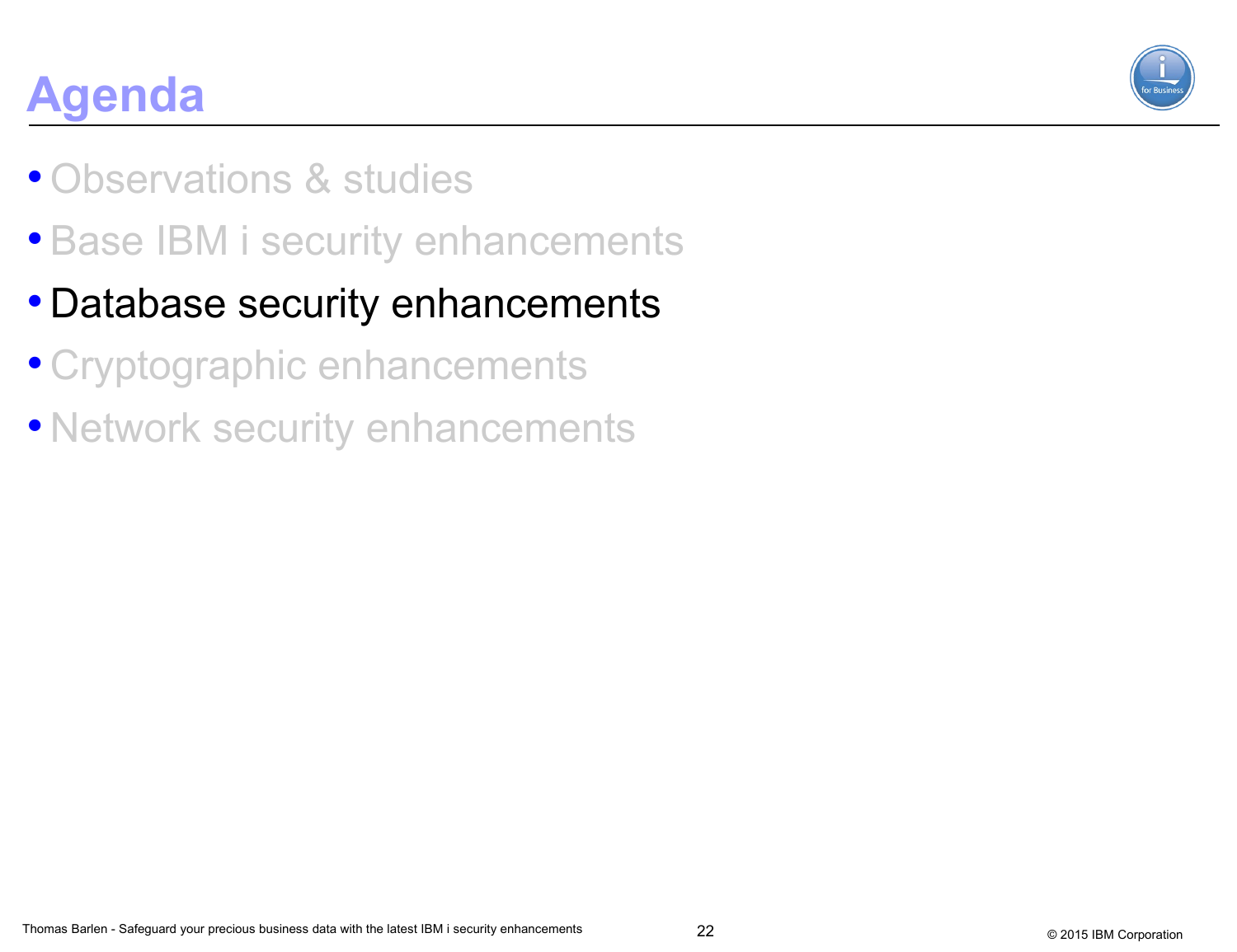# Agenda

- Observations & studies
- Base IBM i security enhancements
- Database security enhancements
- Cryptographic enhancements
- Network security enhancements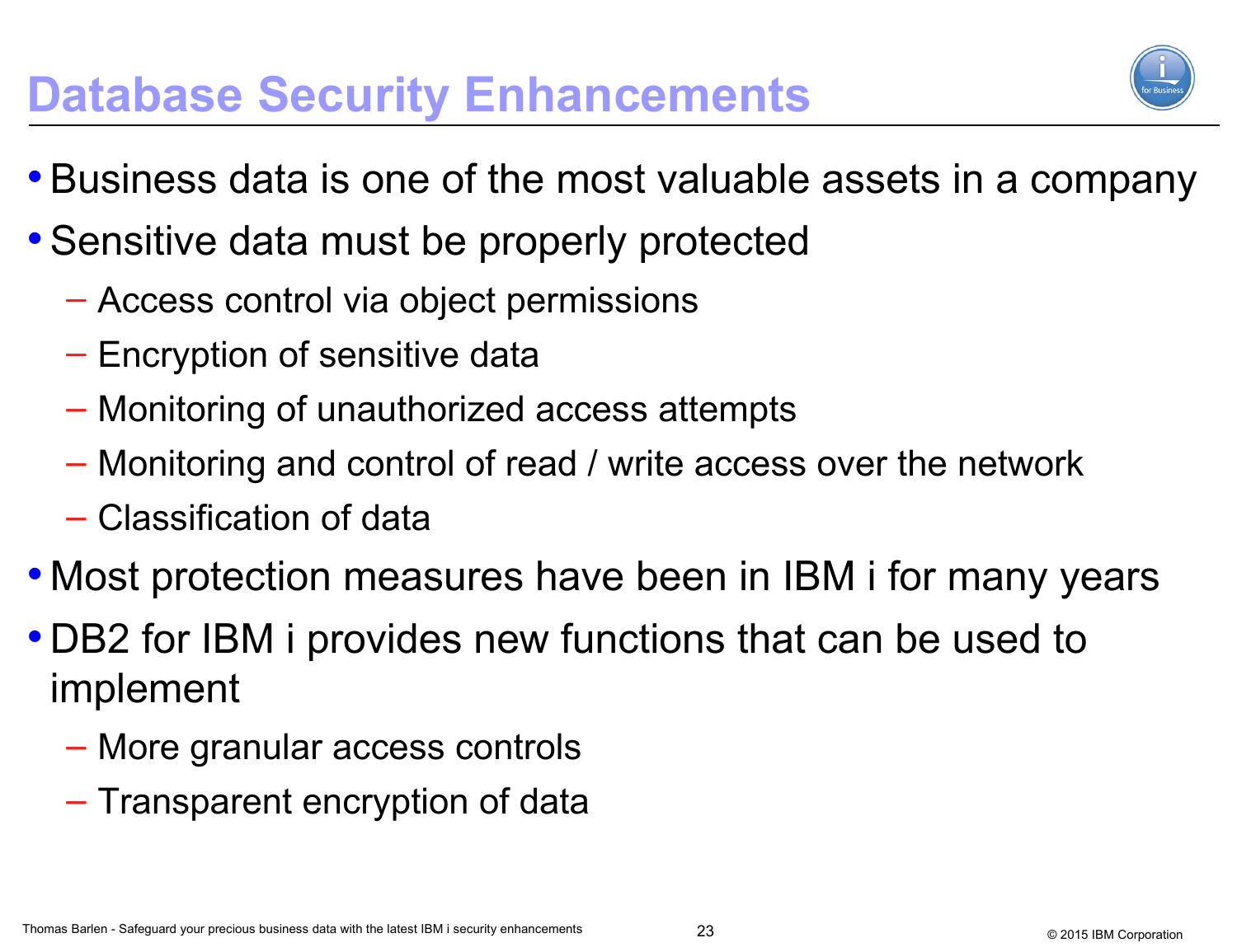# Database Security Enhancements

- Business data is one of the most valuable assets in a company
- Sensitive data must be properly protected
  - Access control via object permissions
  - Encryption of sensitive data
  - Monitoring of unauthorized access attempts
  - Monitoring and control of read / write access over the network
  - Classification of data
- Most protection measures have been in IBM i for many years
- DB2 for IBM i provides new functions that can be used to implement
  - More granular access controls
  - Transparent encryption of data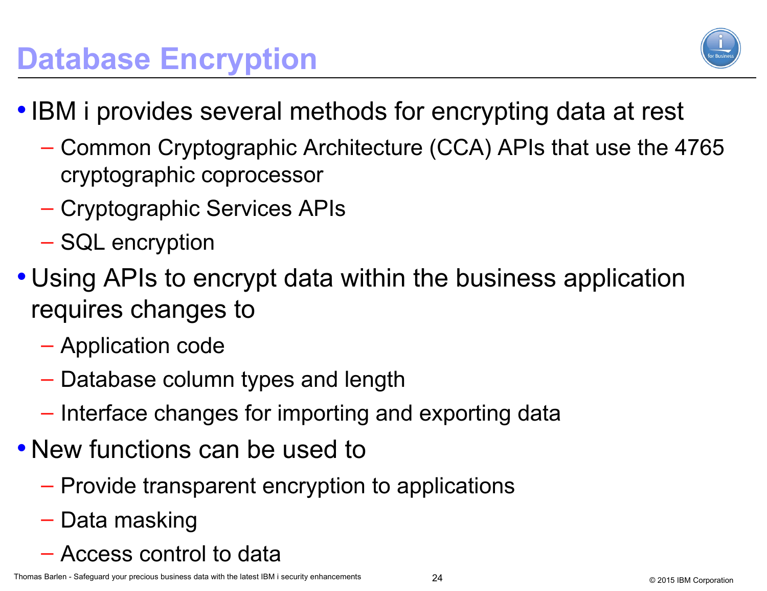# Database Encryption

- IBM i provides several methods for encrypting data at rest
  - Common Cryptographic Architecture (CCA) APIs that use the 4765 cryptographic coprocessor
  - Cryptographic Services APIs
  - SQL encryption
- Using APIs to encrypt data within the business application requires changes to
  - Application code
  - Database column types and length
  - Interface changes for importing and exporting data
- New functions can be used to
  - Provide transparent encryption to applications
  - Data masking
  - Access control to data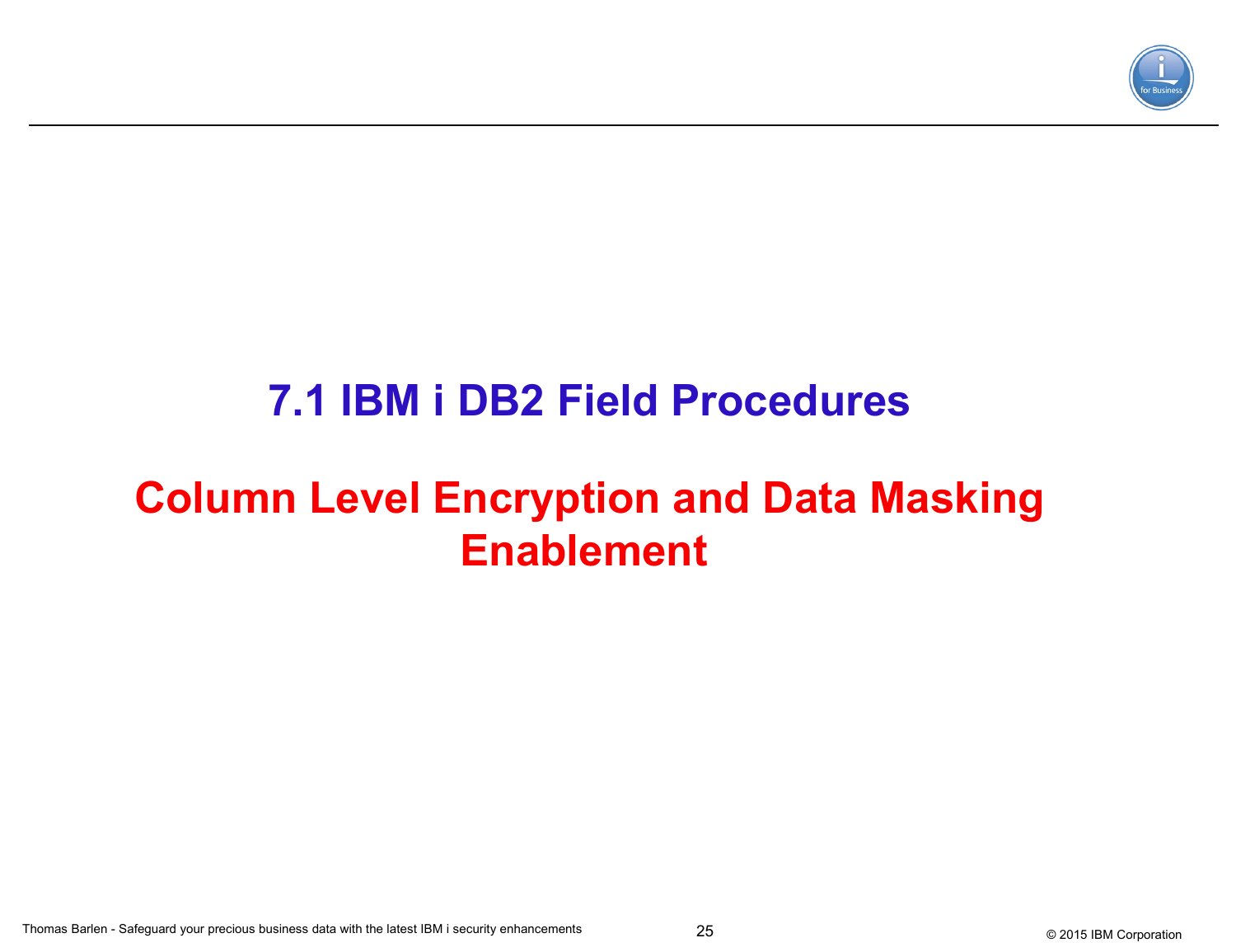# 7.1 IBM i DB2 Field Procedures

## Column Level Encryption and Data Masking Enablement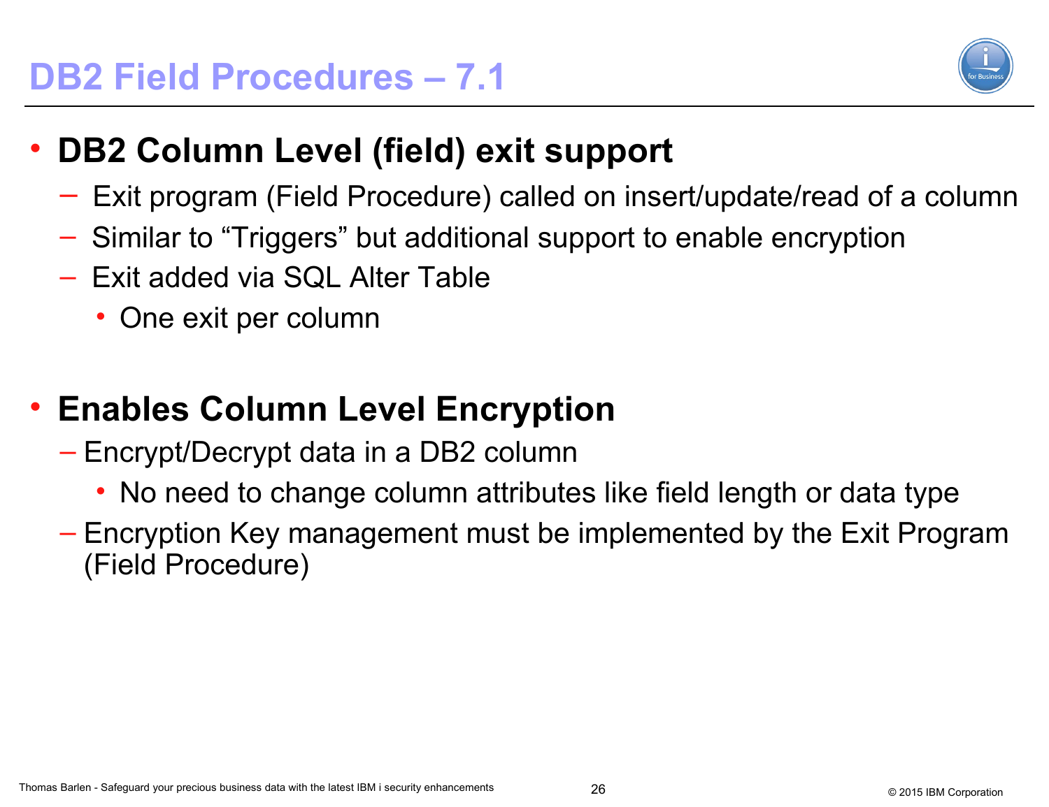# DB2 Field Procedures – 7.1

- **DB2 Column Level (field) exit support**
  - Exit program (Field Procedure) called on insert/update/read of a column
  - Similar to “Triggers” but additional support to enable encryption
  - Exit added via SQL Alter Table
    - One exit per column

- **Enables Column Level Encryption**
  - Encrypt/Decrypt data in a DB2 column
    - No need to change column attributes like field length or data type
  - Encryption Key management must be implemented by the Exit Program (Field Procedure)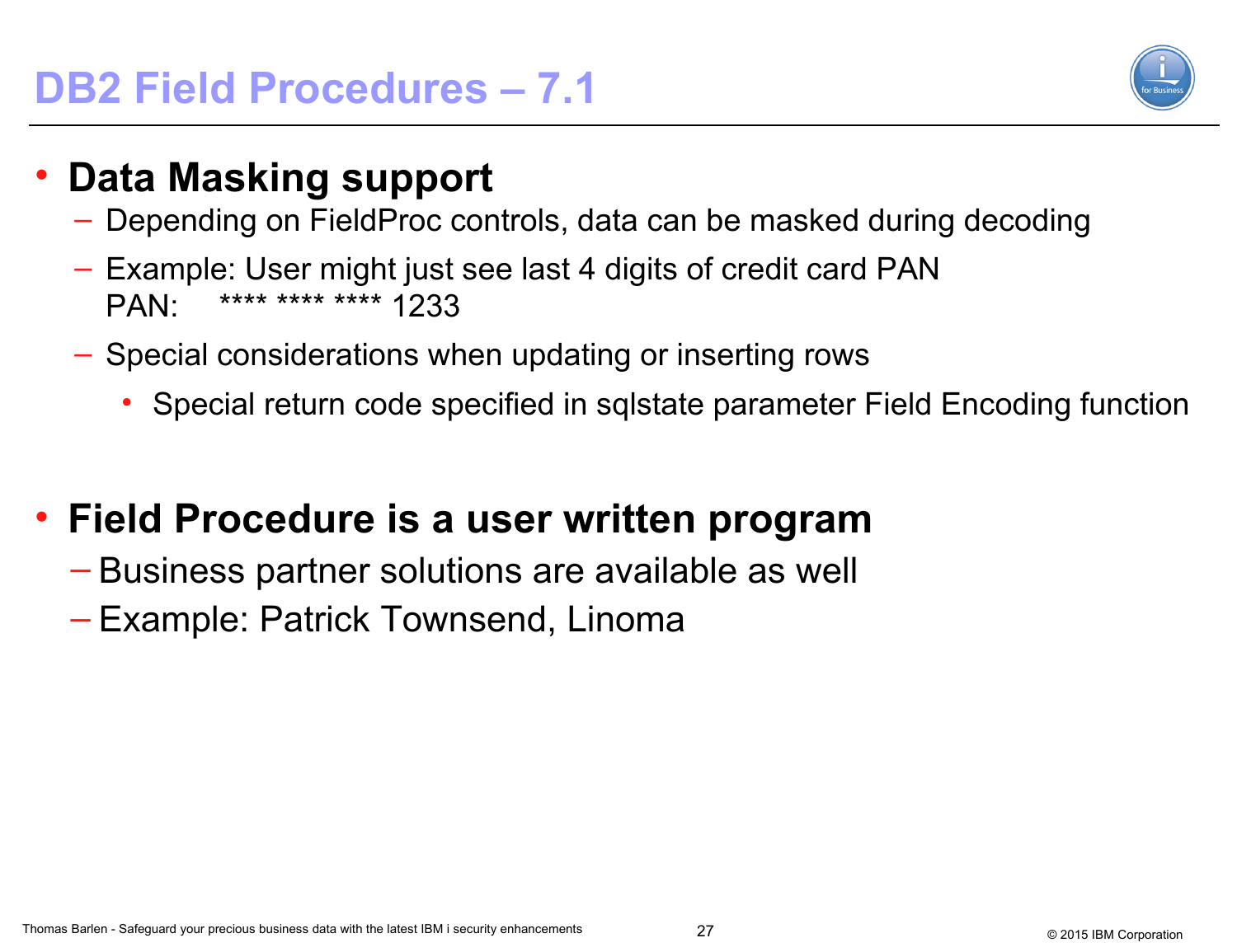# DB2 Field Procedures – 7.1

- **Data Masking support**
  - Depending on FieldProc controls, data can be masked during decoding
  - Example: User might just see last 4 digits of credit card PAN
    PAN: **** **** **** 1233
  - Special considerations when updating or inserting rows
    - Special return code specified in sqlstate parameter Field Encoding function

- **Field Procedure is a user written program**
  - Business partner solutions are available as well
  - Example: Patrick Townsend, Linoma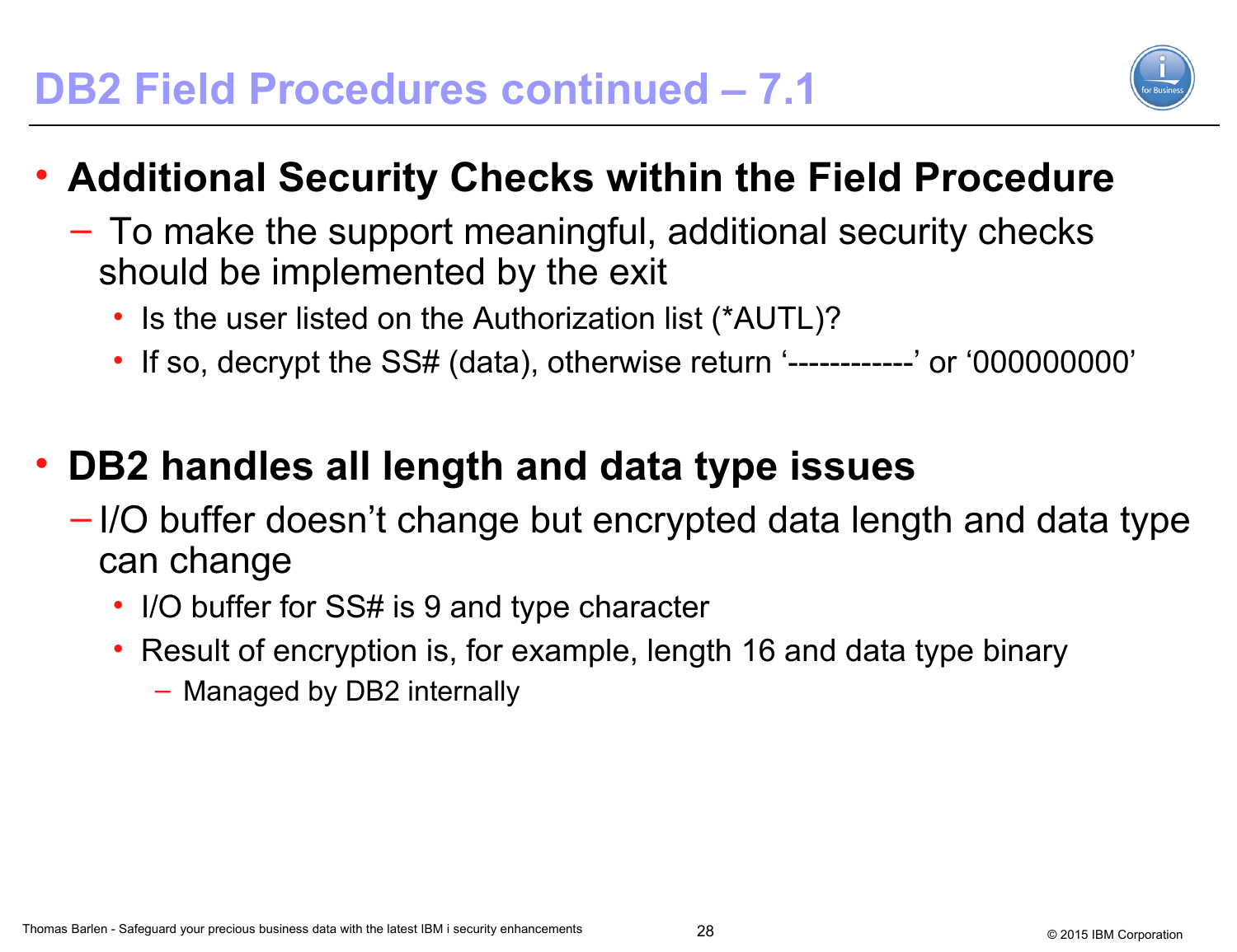# DB2 Field Procedures continued – 7.1

- **Additional Security Checks within the Field Procedure**
  - To make the support meaningful, additional security checks should be implemented by the exit
    - Is the user listed on the Authorization list (*AUTL)?
    - If so, decrypt the SS# (data), otherwise return '------------' or '000000000'

- **DB2 handles all length and data type issues**
  - I/O buffer doesn't change but encrypted data length and data type can change
    - I/O buffer for SS# is 9 and type character
    - Result of encryption is, for example, length 16 and data type binary
      - Managed by DB2 internally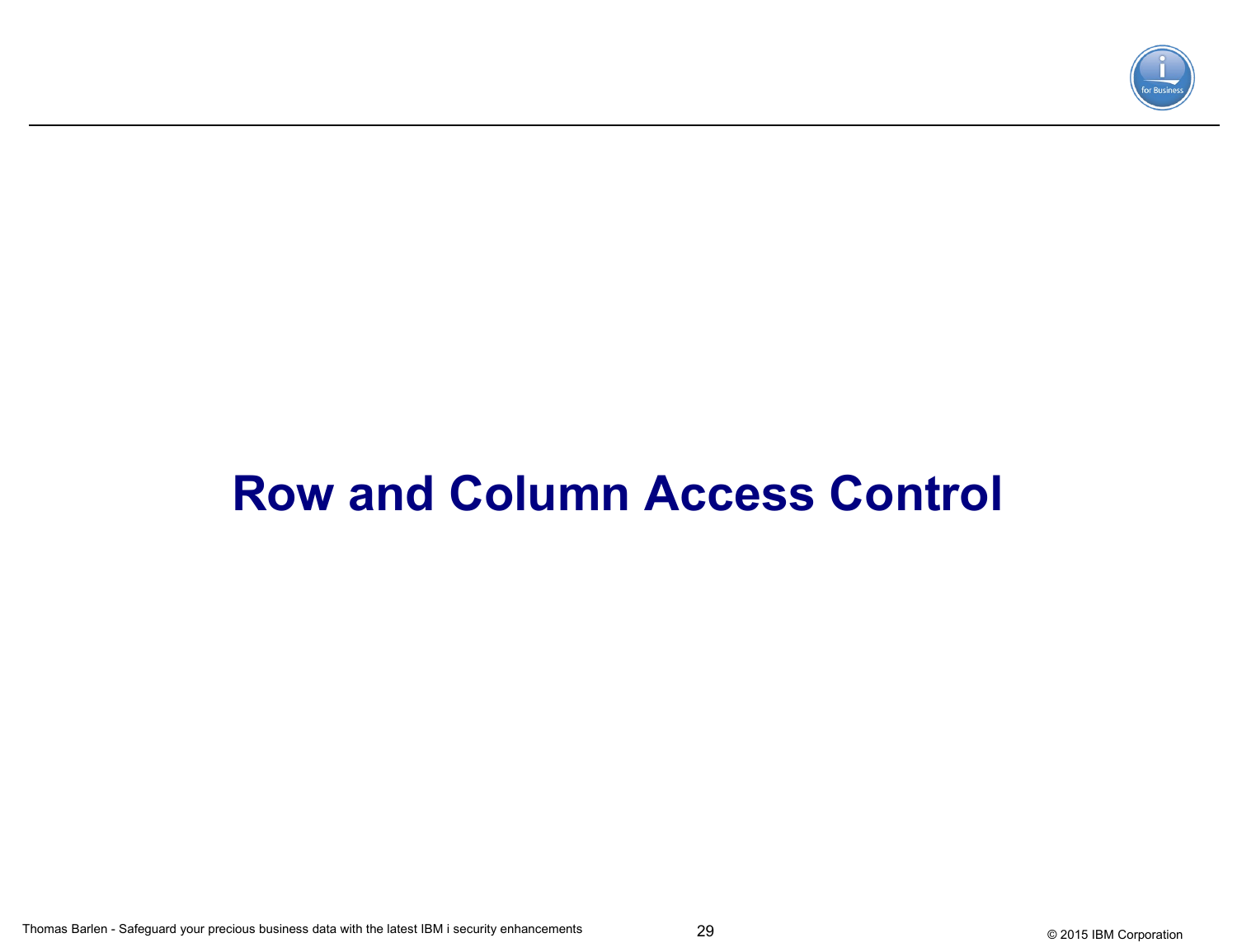# Row and Column Access Control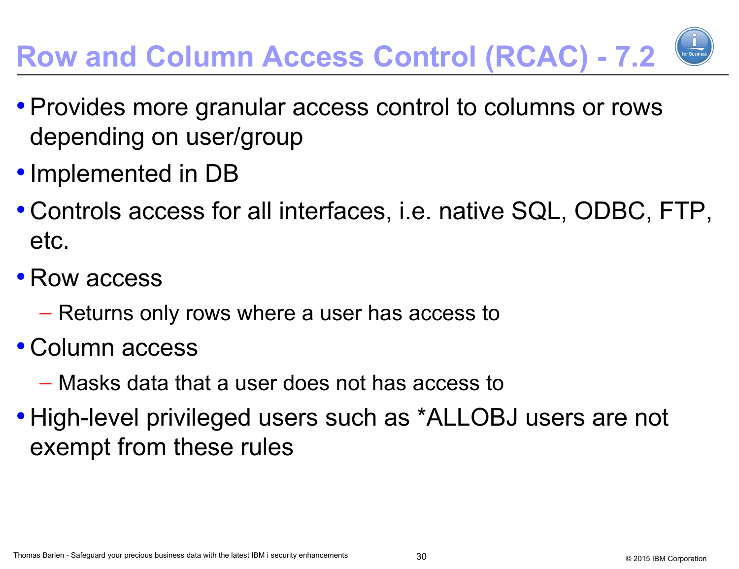# Row and Column Access Control (RCAC) - 7.2

- Provides more granular access control to columns or rows depending on user/group
- Implemented in DB
- Controls access for all interfaces, i.e. native SQL, ODBC, FTP, etc.
- Row access
  - Returns only rows where a user has access to
- Column access
  - Masks data that a user does not has access to
- High-level privileged users such as *ALLOBJ users are not exempt from these rules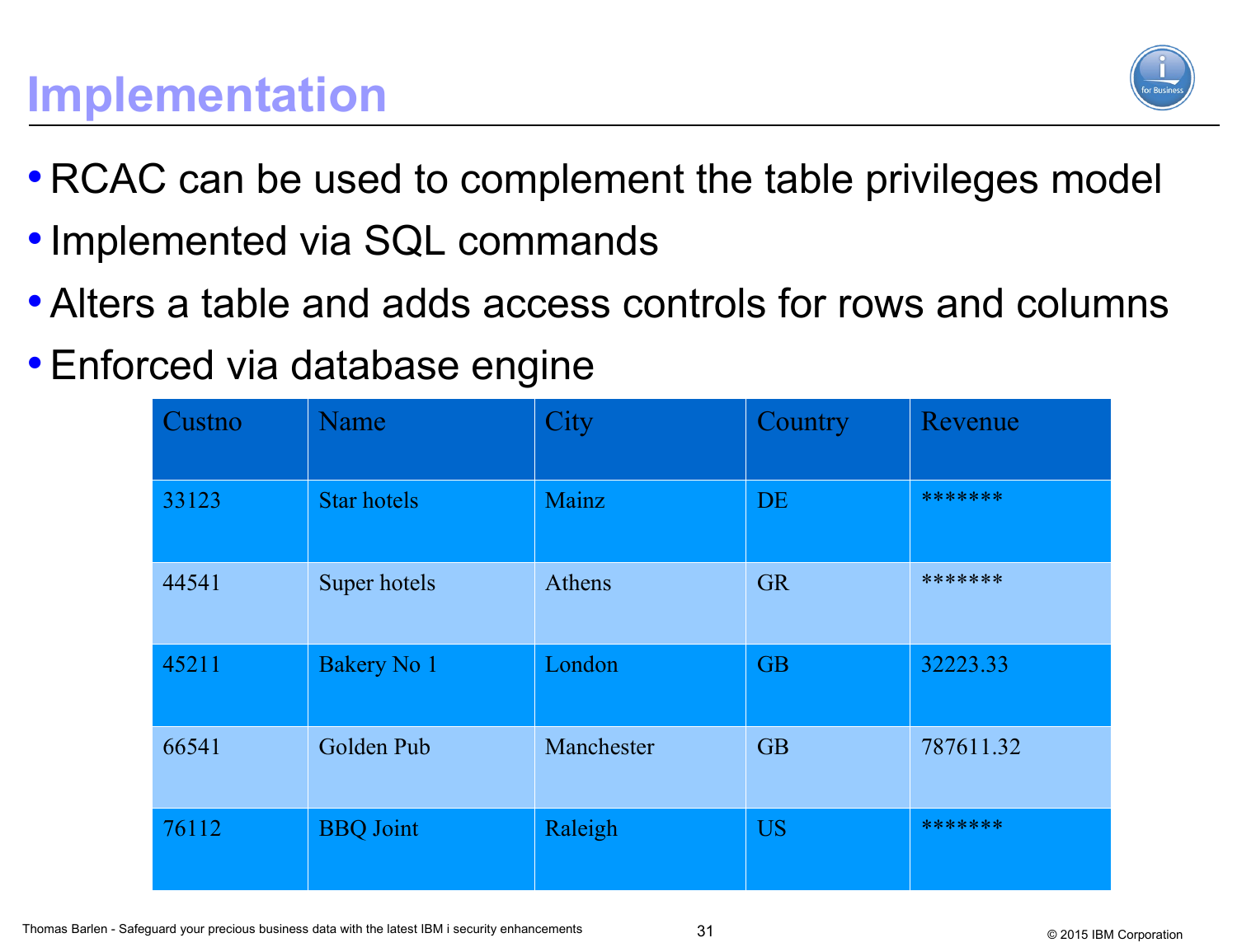# Implementation

- RCAC can be used to complement the table privileges model
- Implemented via SQL commands
- Alters a table and adds access controls for rows and columns
- Enforced via database engine

| Custno | Name | City | Country | Revenue |
|---|---|---|---|---|
| 33123 | Star hotels | Mainz | DE | ******* |
| 44541 | Super hotels | Athens | GR | ******* |
| 45211 | Bakery No 1 | London | GB | 32223.33 |
| 66541 | Golden Pub | Manchester | GB | 787611.32 |
| 76112 | BBQ Joint | Raleigh | US | ******* |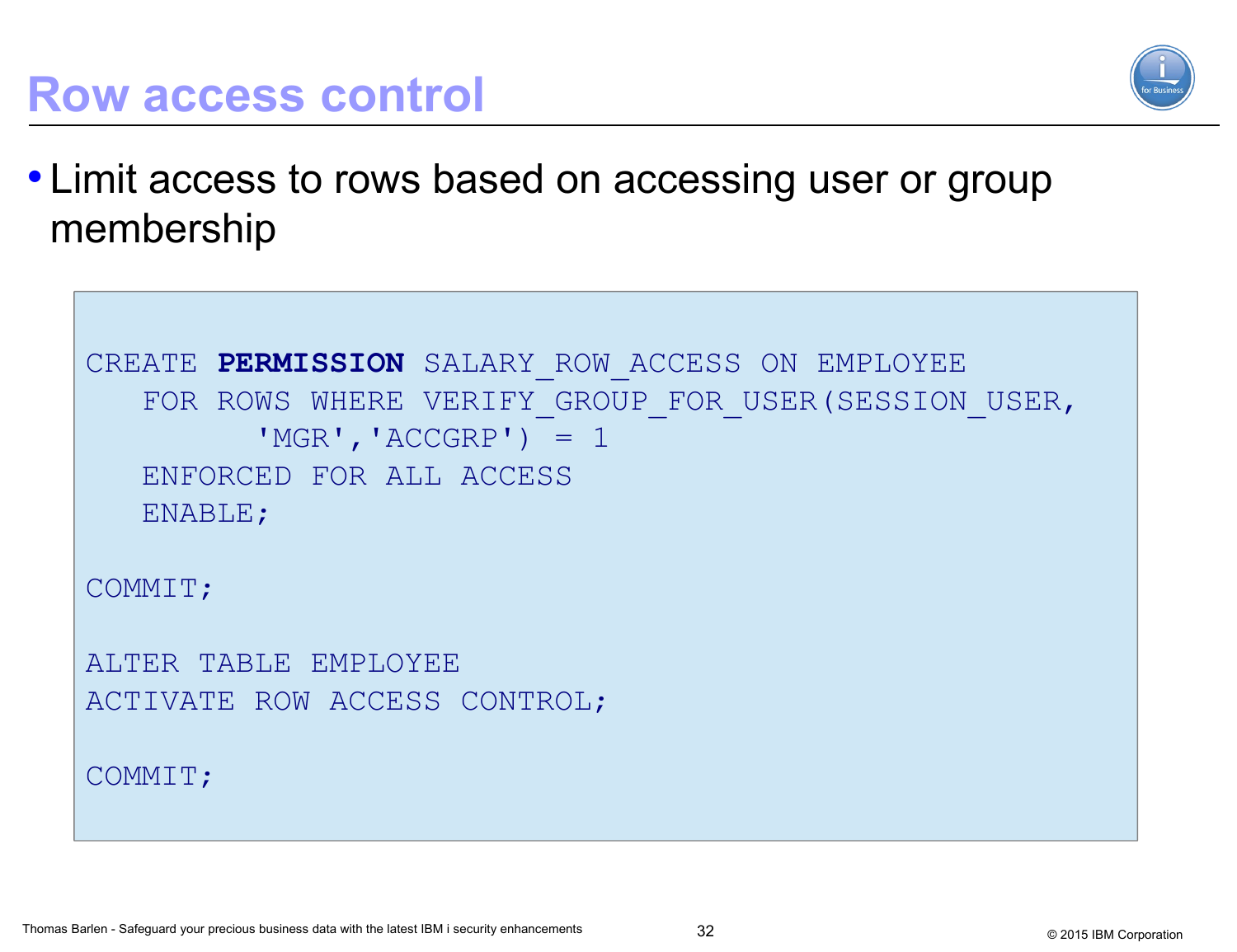# Row access control

- Limit access to rows based on accessing user or group membership

```
CREATE PERMISSION SALARY_ROW_ACCESS ON EMPLOYEE
   FOR ROWS WHERE VERIFY_GROUP_FOR_USER(SESSION_USER,
         'MGR','ACCGRP') = 1
   ENFORCED FOR ALL ACCESS
   ENABLE;

COMMIT;

ALTER TABLE EMPLOYEE
ACTIVATE ROW ACCESS CONTROL;

COMMIT;
```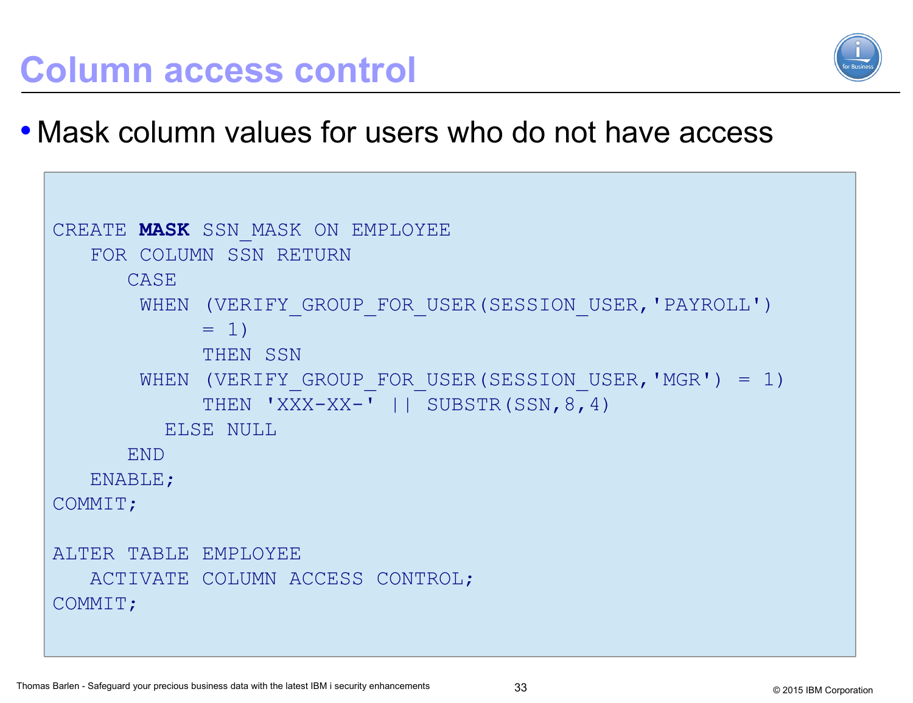# Column access control

- Mask column values for users who do not have access

```
CREATE MASK SSN_MASK ON EMPLOYEE
   FOR COLUMN SSN RETURN
      CASE
       WHEN (VERIFY_GROUP_FOR_USER(SESSION_USER,'PAYROLL')
            = 1)
            THEN SSN
       WHEN (VERIFY_GROUP_FOR_USER(SESSION_USER,'MGR') = 1)
            THEN 'XXX-XX-' || SUBSTR(SSN,8,4)
         ELSE NULL
      END
   ENABLE;
COMMIT;

ALTER TABLE EMPLOYEE
   ACTIVATE COLUMN ACCESS CONTROL;
COMMIT;
```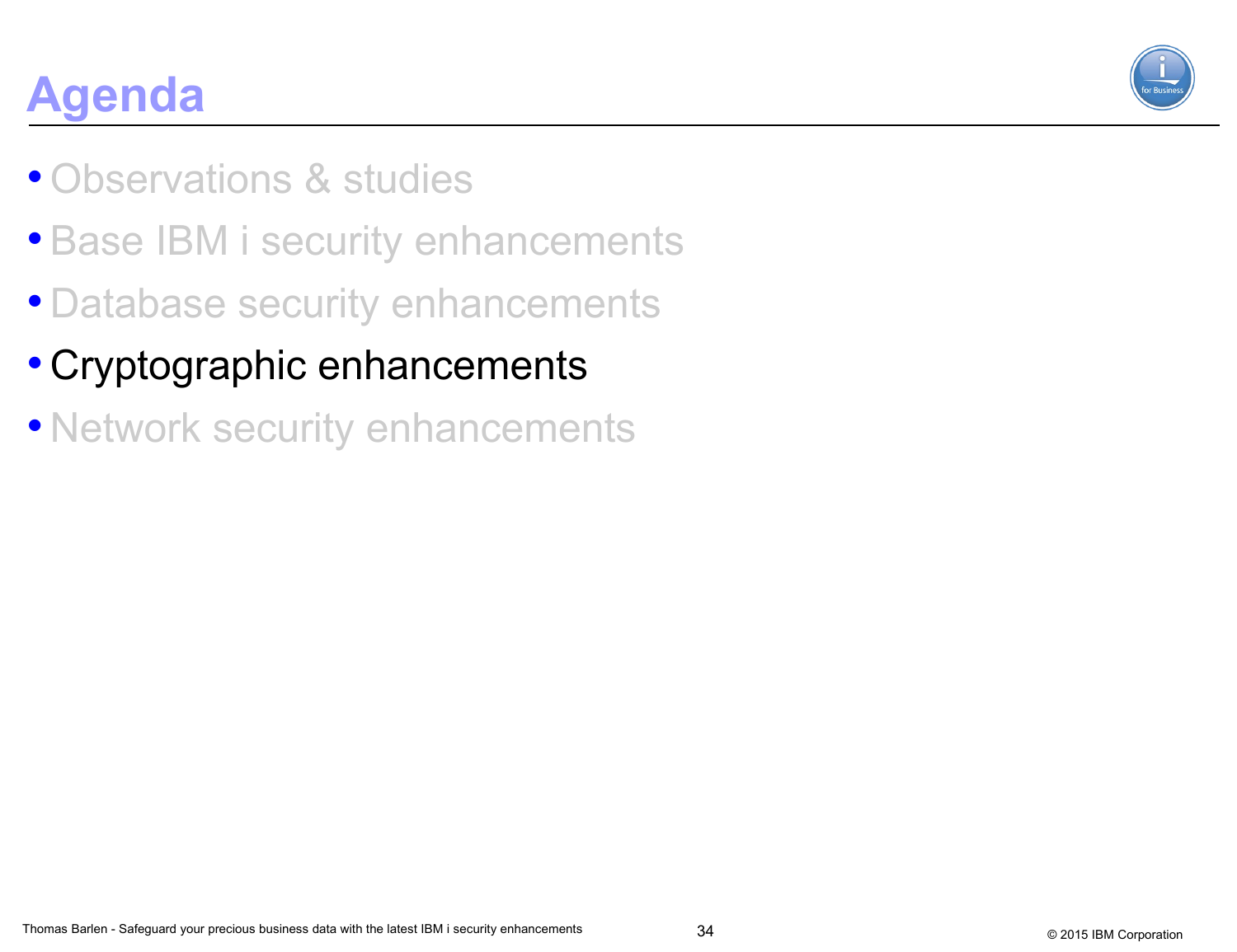# Agenda

- Observations & studies
- Base IBM i security enhancements
- Database security enhancements
- Cryptographic enhancements
- Network security enhancements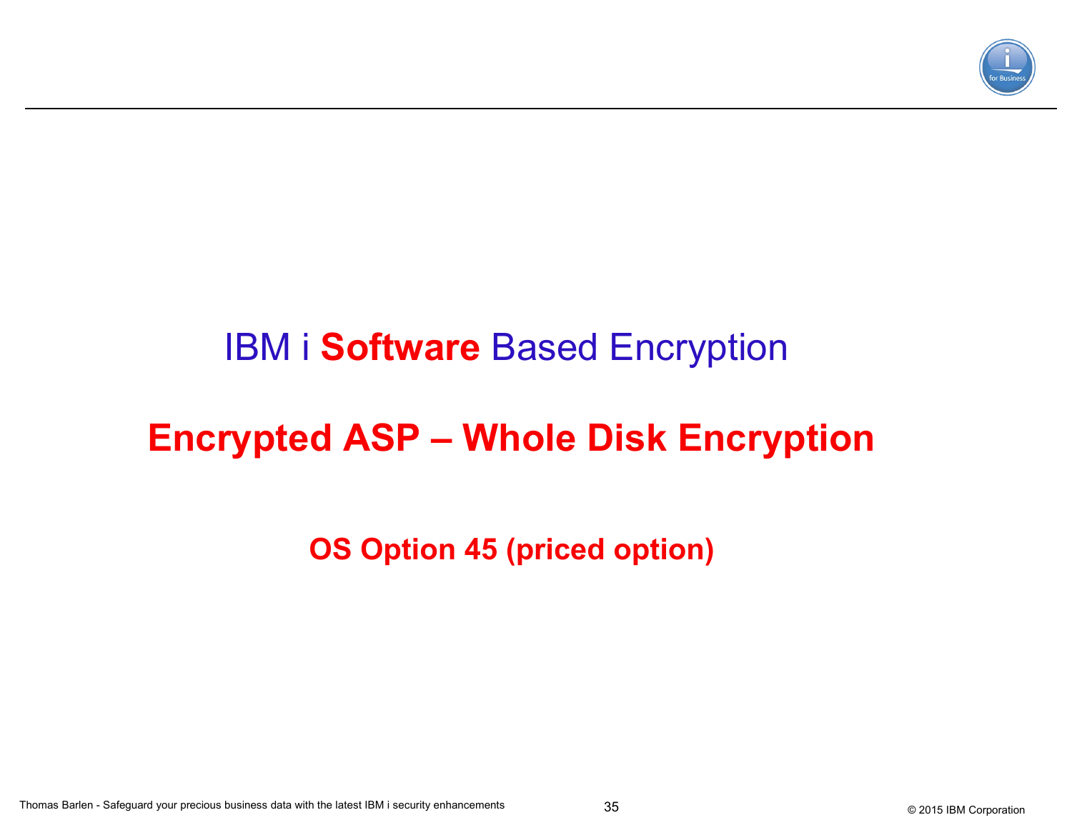# IBM i **Software** Based Encryption

## **Encrypted ASP – Whole Disk Encryption**

**OS Option 45 (priced option)**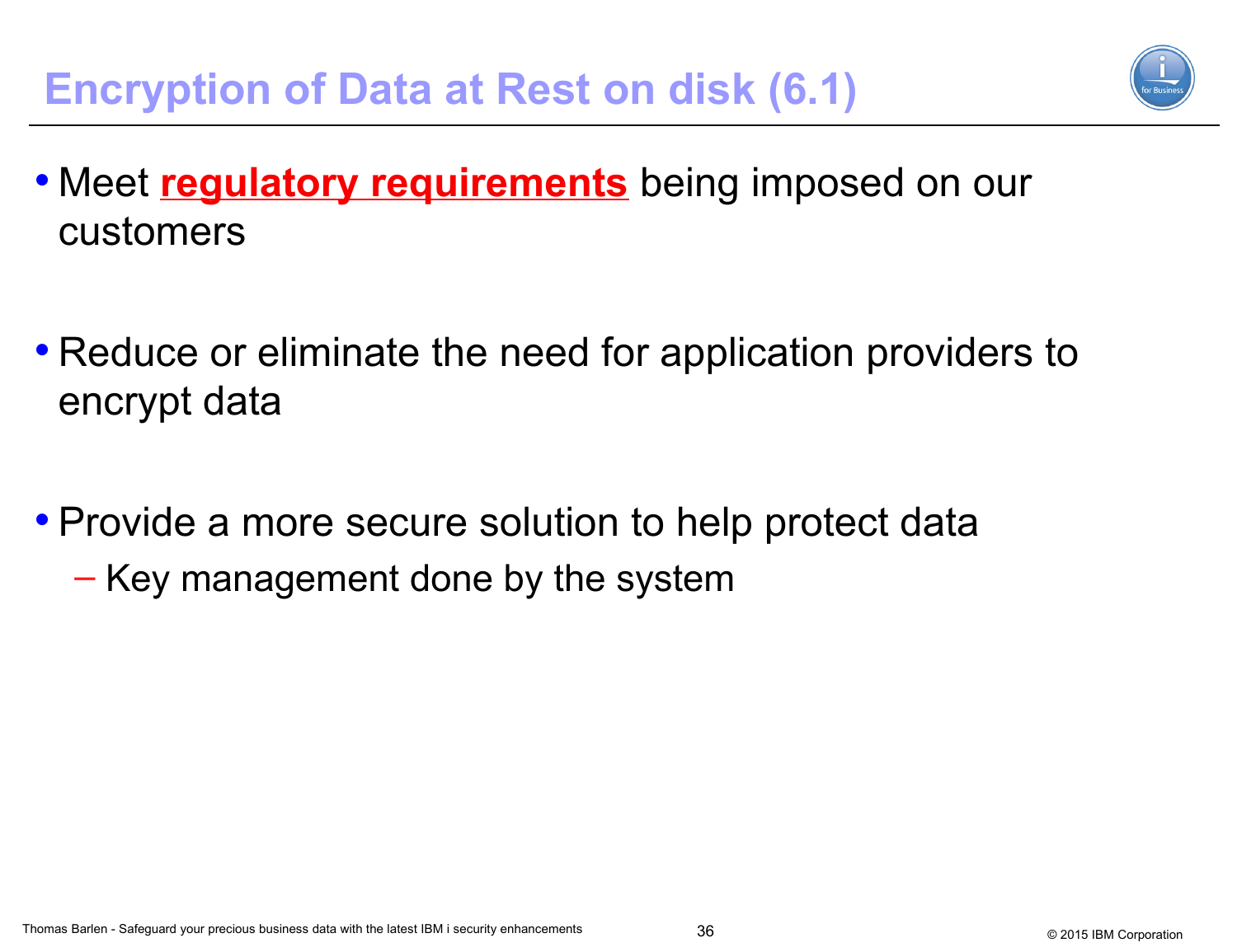# Encryption of Data at Rest on disk (6.1)

- Meet **regulatory requirements** being imposed on our customers

- Reduce or eliminate the need for application providers to encrypt data

- Provide a more secure solution to help protect data
  - Key management done by the system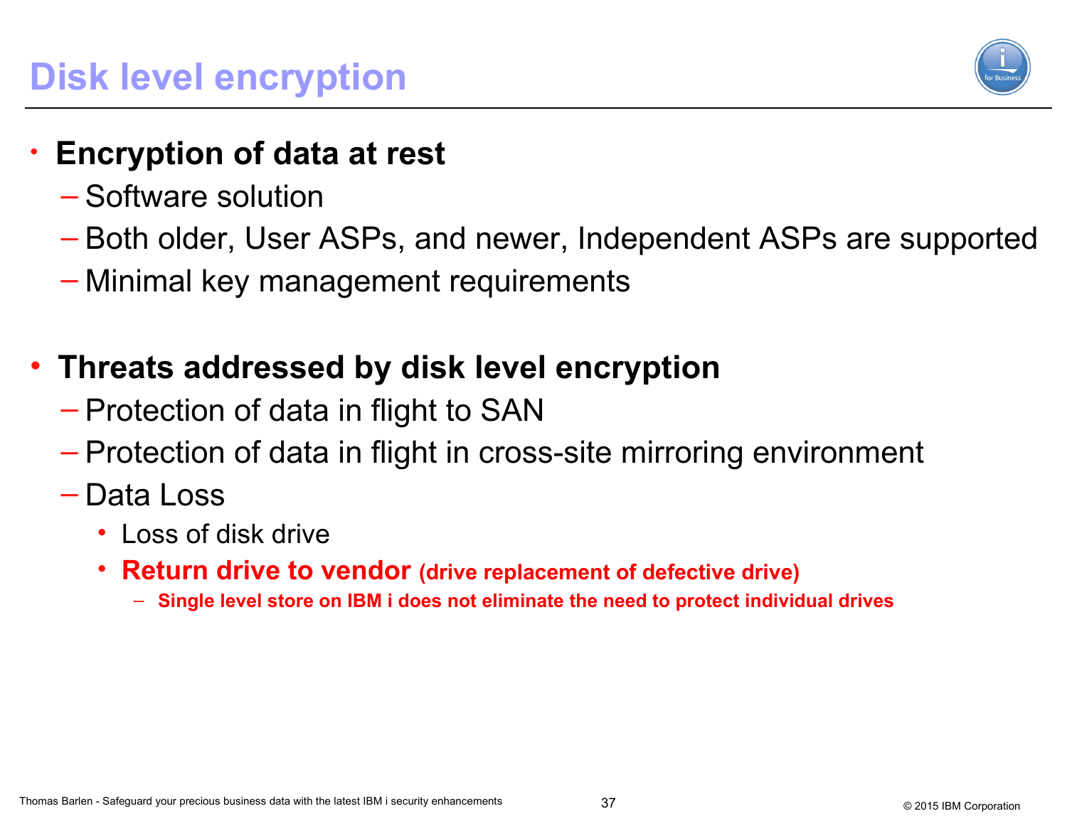# Disk level encryption

- **Encryption of data at rest**
  - Software solution
  - Both older, User ASPs, and newer, Independent ASPs are supported
  - Minimal key management requirements

- **Threats addressed by disk level encryption**
  - Protection of data in flight to SAN
  - Protection of data in flight in cross-site mirroring environment
  - Data Loss
    - Loss of disk drive
    - **Return drive to vendor (drive replacement of defective drive)**
      - **Single level store on IBM i does not eliminate the need to protect individual drives**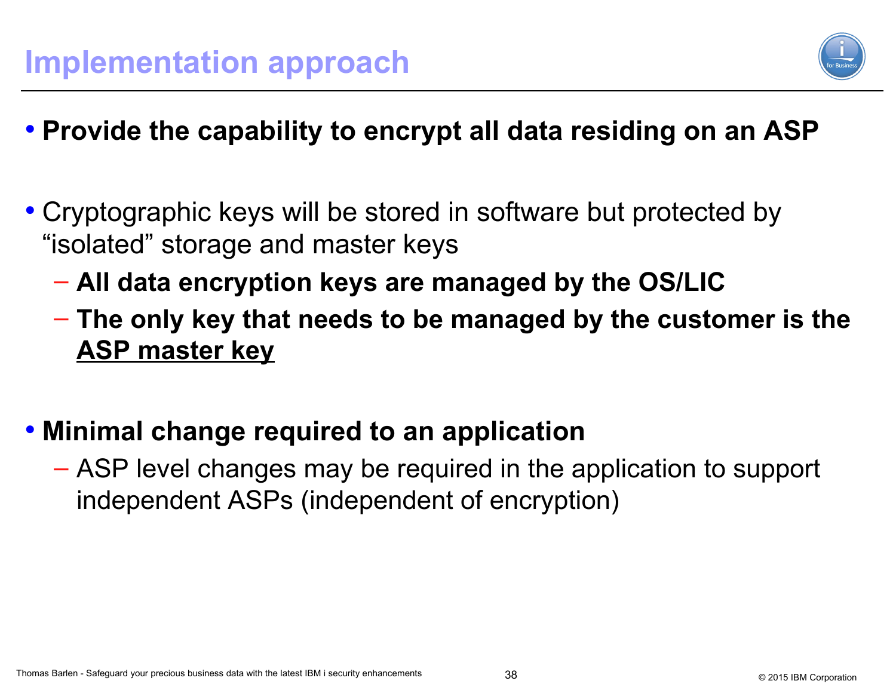# Implementation approach

- **Provide the capability to encrypt all data residing on an ASP**

- Cryptographic keys will be stored in software but protected by "isolated" storage and master keys
  - **All data encryption keys are managed by the OS/LIC**
  - **The only key that needs to be managed by the customer is the ASP master key**

- **Minimal change required to an application**
  - ASP level changes may be required in the application to support independent ASPs (independent of encryption)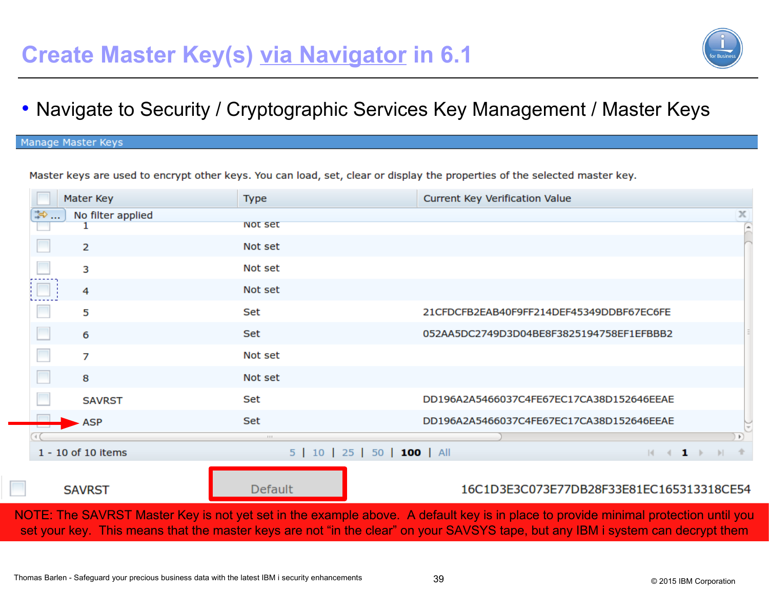# Create Master Key(s) via Navigator in 6.1

- Navigate to Security / Cryptographic Services Key Management / Master Keys

**Manage Master Keys**

Master keys are used to encrypt other keys. You can load, set, clear or display the properties of the selected master key.

| Mater Key | Type | Current Key Verification Value |
|---|---|---|
| 1 | Not set | |
| 2 | Not set | |
| 3 | Not set | |
| 4 | Not set | |
| 5 | Set | 21CFDCFB2EAB40F9FF214DEF45349DDBF67EC6FE |
| 6 | Set | 052AA5DC2749D3D04BE8F3825194758EF1EFBBB2 |
| 7 | Not set | |
| 8 | Not set | |
| SAVRST | Set | DD196A2A5466037C4FE67EC17CA38D152646EEAE |
| ASP | Set | DD196A2A5466037C4FE67EC17CA38D152646EEAE |

No filter applied

1 - 10 of 10 items | 5 | 10 | 25 | 50 | 100 | All

| SAVRST | Default | 16C1D3E3C073E77DB28F33E81EC165313318CE54 |
|---|---|---|

NOTE: The SAVRST Master Key is not yet set in the example above. A default key is in place to provide minimal protection until you set your key. This means that the master keys are not "in the clear" on your SAVSYS tape, but any IBM i system can decrypt them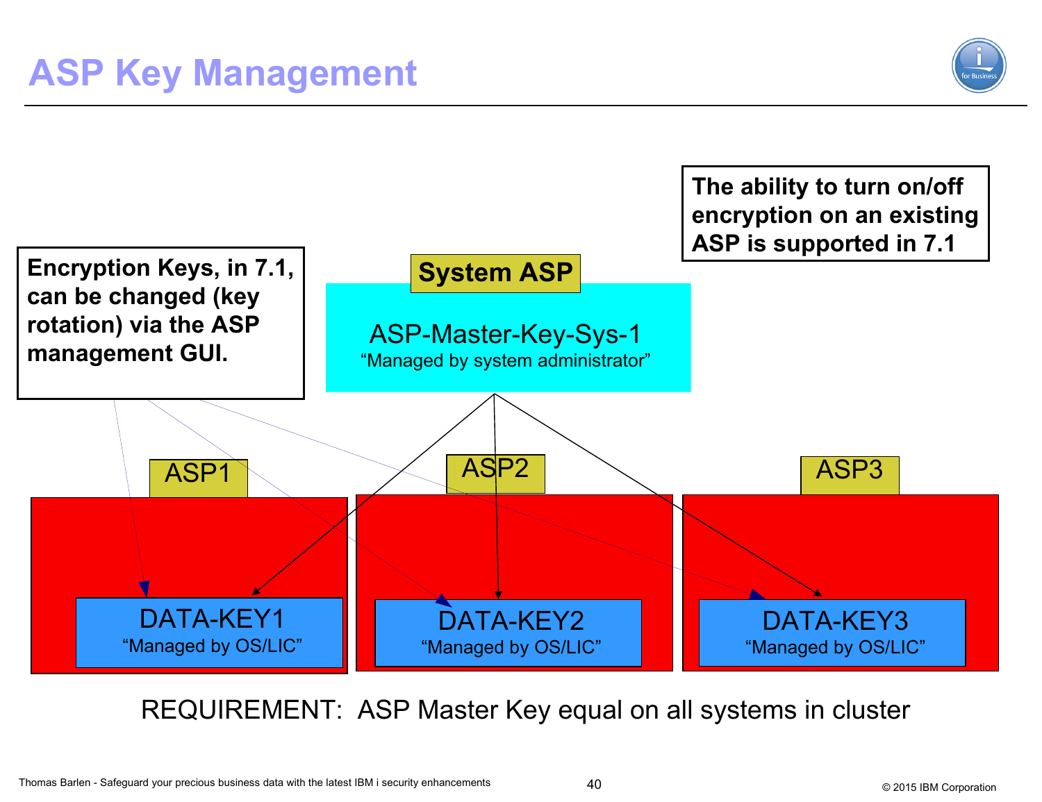# ASP Key Management

**Encryption Keys, in 7.1, can be changed (key rotation) via the ASP management GUI.**

**The ability to turn on/off encryption on an existing ASP is supported in 7.1**

**System ASP**

ASP-Master-Key-Sys-1
"Managed by system administrator"

ASP1

DATA-KEY1
"Managed by OS/LIC"

ASP2

DATA-KEY2
"Managed by OS/LIC"

ASP3

DATA-KEY3
"Managed by OS/LIC"

REQUIREMENT: ASP Master Key equal on all systems in cluster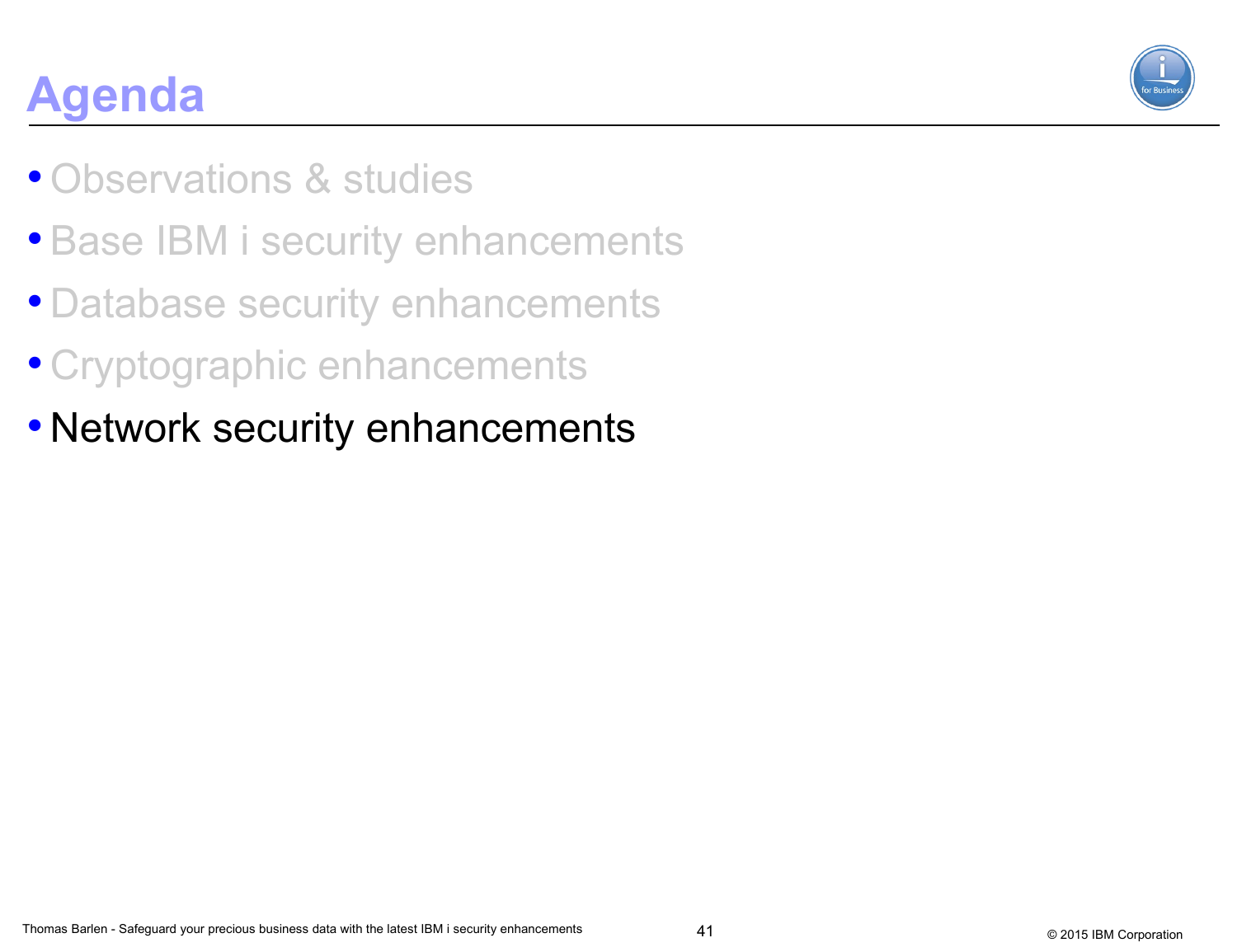# Agenda

- Observations & studies
- Base IBM i security enhancements
- Database security enhancements
- Cryptographic enhancements
- Network security enhancements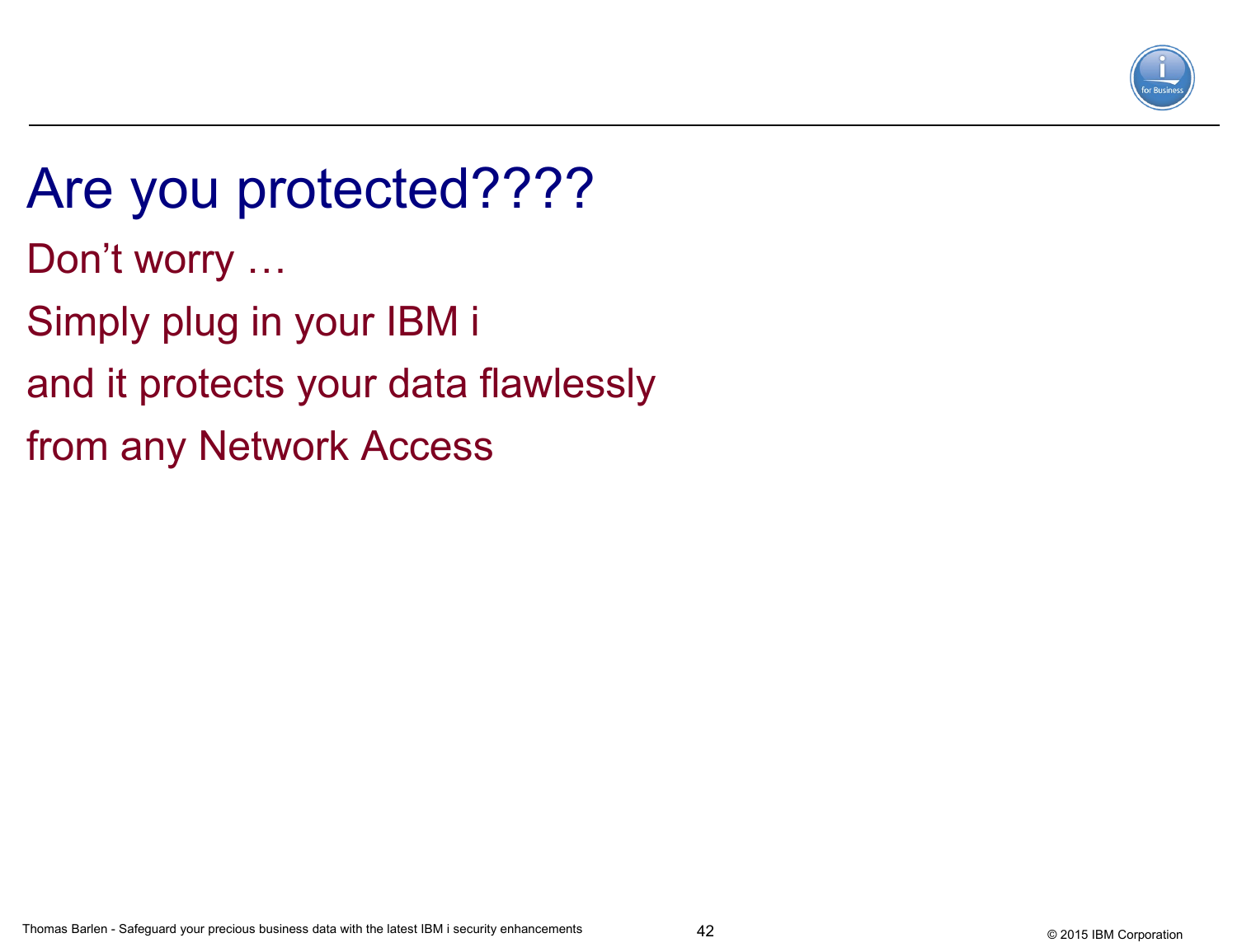# Are you protected????

Don’t worry …

Simply plug in your IBM i

and it protects your data flawlessly

from any Network Access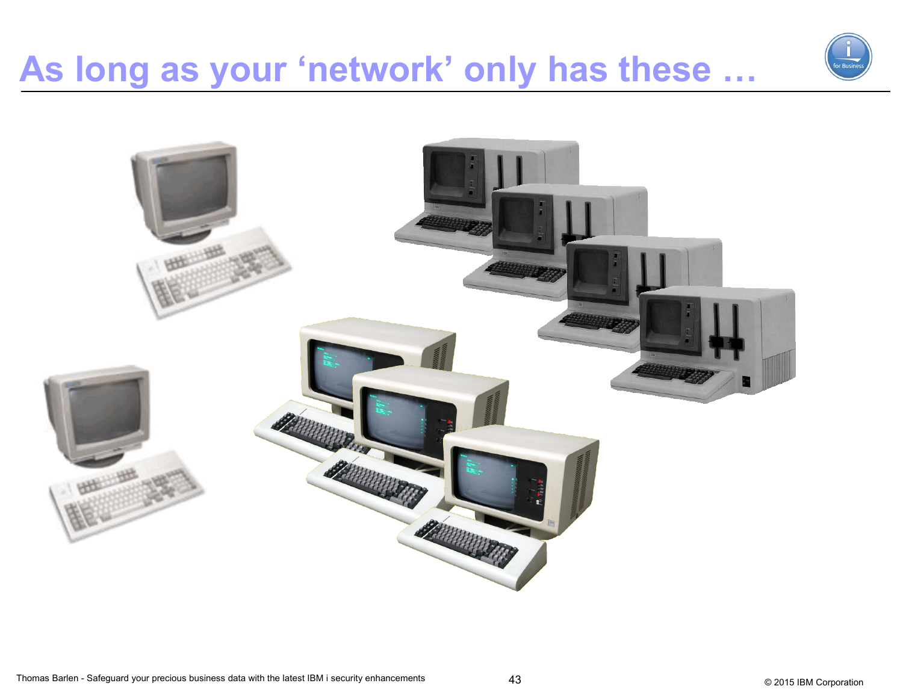# As long as your 'network' only has these …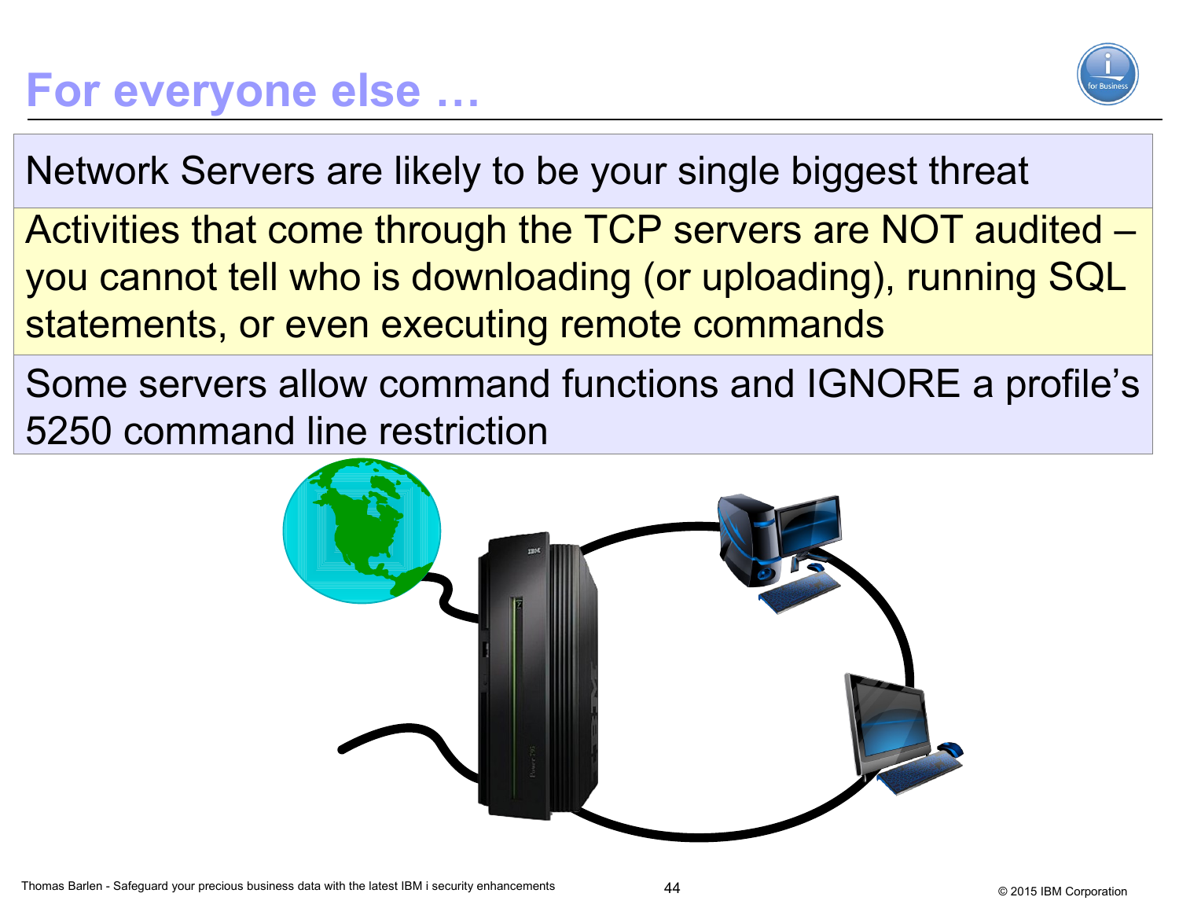# For everyone else …

Network Servers are likely to be your single biggest threat

Activities that come through the TCP servers are NOT audited – you cannot tell who is downloading (or uploading), running SQL statements, or even executing remote commands

Some servers allow command functions and IGNORE a profile's 5250 command line restriction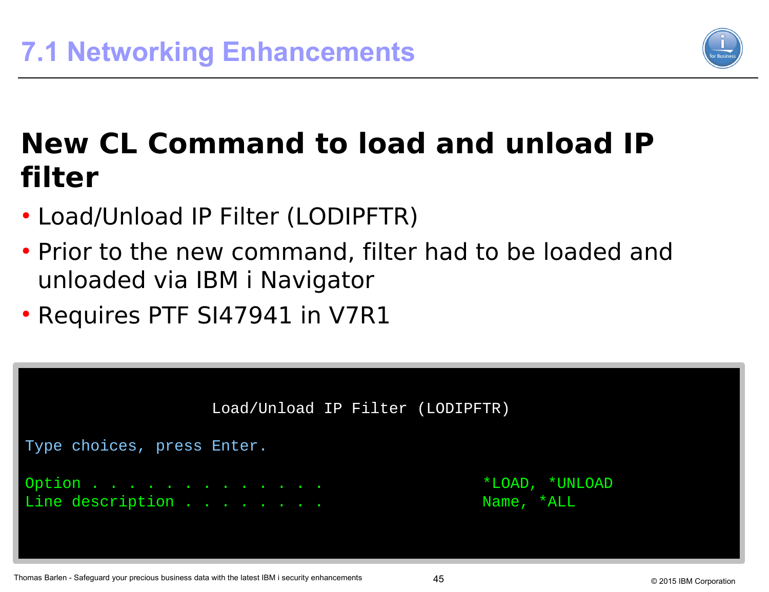# 7.1 Networking Enhancements

## New CL Command to load and unload IP filter

- Load/Unload IP Filter (LODIPFTR)
- Prior to the new command, filter had to be loaded and unloaded via IBM i Navigator
- Requires PTF SI47941 in V7R1

```
                   Load/Unload IP Filter (LODIPFTR)

Type choices, press Enter.

Option . . . . . . . . . . . . . .                *LOAD, *UNLOAD
Line description . . . . . . . . .                Name, *ALL
```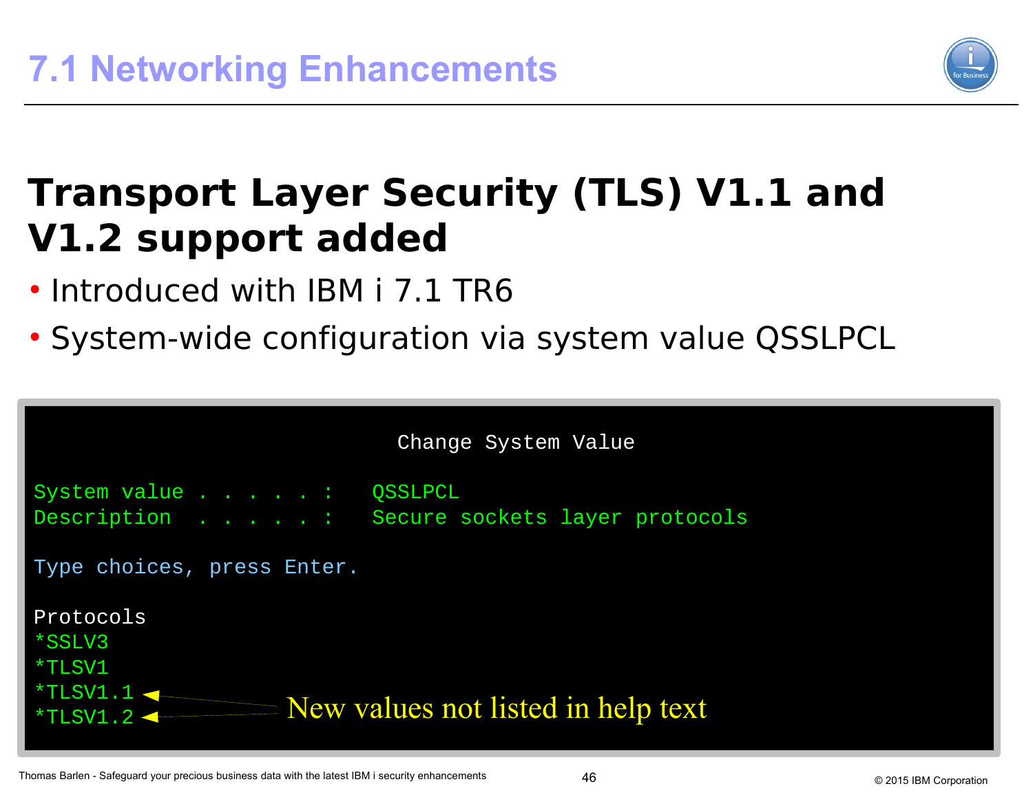# 7.1 Networking Enhancements

## Transport Layer Security (TLS) V1.1 and V1.2 support added

- Introduced with IBM i 7.1 TR6
- System-wide configuration via system value QSSLPCL

```
                    Change System Value

System value . . . . . :   QSSLPCL
Description  . . . . . :   Secure sockets layer protocols

Type choices, press Enter.

Protocols
*SSLV3
*TLSV1
*TLSV1.1
*TLSV1.2
```

New values not listed in help text

Thomas Barlen - Safeguard your precious business data with the latest IBM i security enhancements

© 2015 IBM Corporation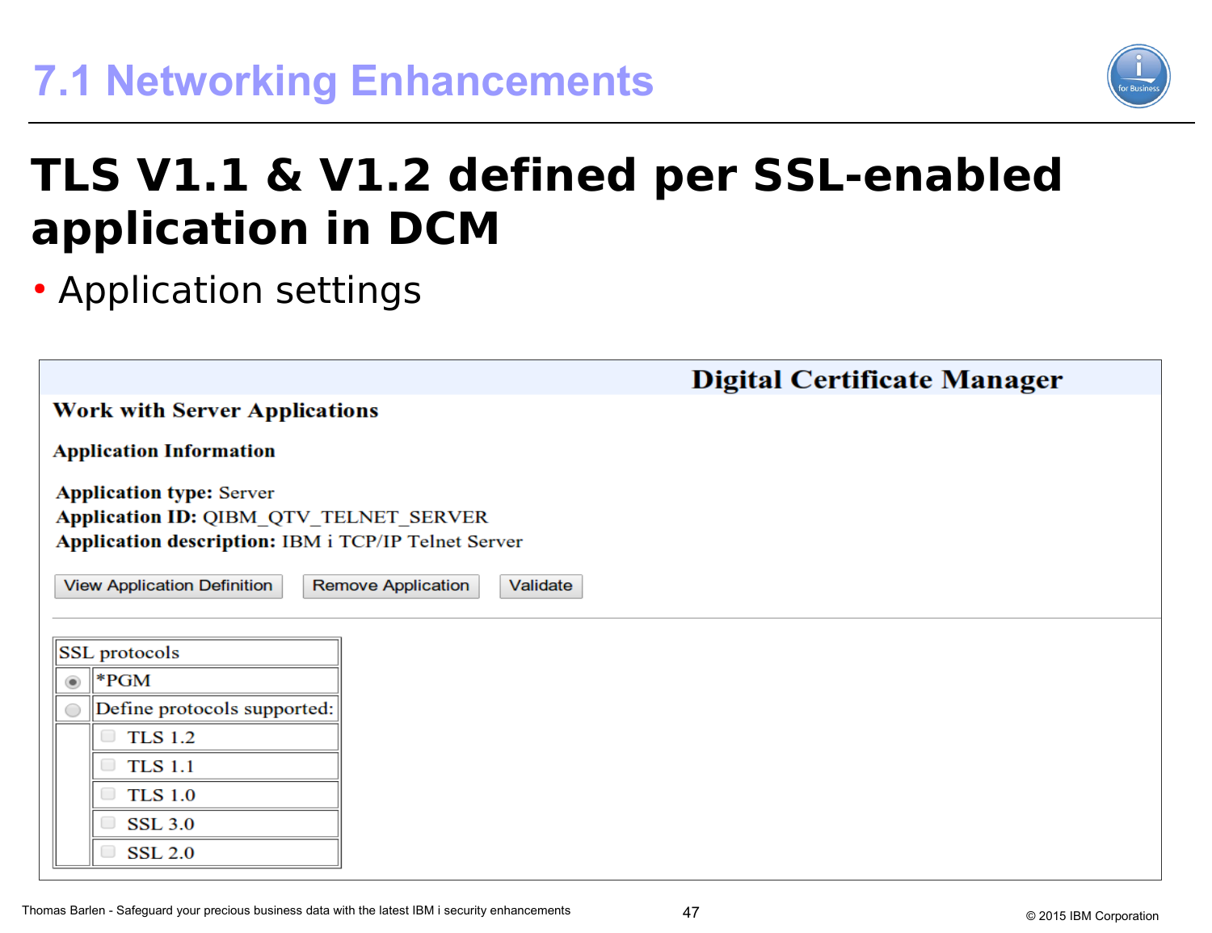# 7.1 Networking Enhancements

## TLS V1.1 & V1.2 defined per SSL-enabled application in DCM

- Application settings

**Digital Certificate Manager**

### Work with Server Applications

**Application Information**

**Application type:** Server
**Application ID:** QIBM_QTV_TELNET_SERVER
**Application description:** IBM i TCP/IP Telnet Server

View Application Definition | Remove Application | Validate

| SSL protocols | |
|---|---|
| (•) | *PGM |
| ( ) | Define protocols supported: |
| | [ ] TLS 1.2 |
| | [ ] TLS 1.1 |
| | [ ] TLS 1.0 |
| | [ ] SSL 3.0 |
| | [ ] SSL 2.0 |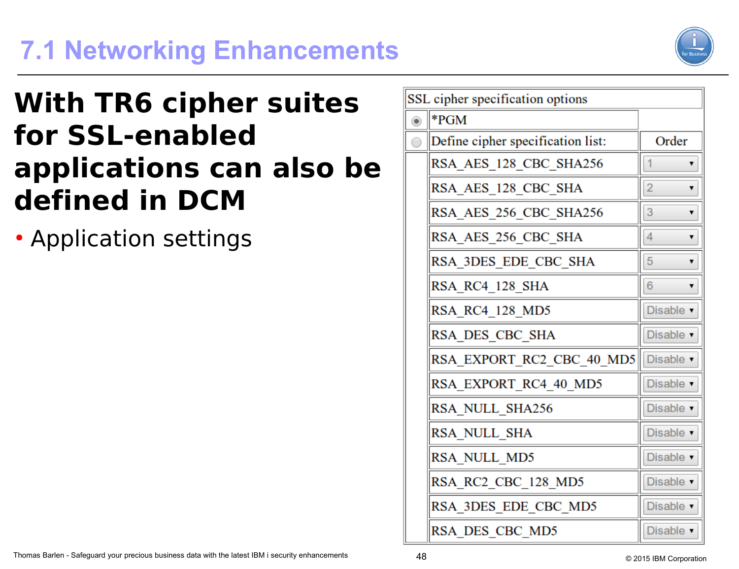# 7.1 Networking Enhancements

## With TR6 cipher suites for SSL-enabled applications can also be defined in DCM

- Application settings

| SSL cipher specification options | | |
|---|---|---|
| ◉ | *PGM | |
| ○ | Define cipher specification list: | Order |
| | RSA_AES_128_CBC_SHA256 | 1 |
| | RSA_AES_128_CBC_SHA | 2 |
| | RSA_AES_256_CBC_SHA256 | 3 |
| | RSA_AES_256_CBC_SHA | 4 |
| | RSA_3DES_EDE_CBC_SHA | 5 |
| | RSA_RC4_128_SHA | 6 |
| | RSA_RC4_128_MD5 | Disable |
| | RSA_DES_CBC_SHA | Disable |
| | RSA_EXPORT_RC2_CBC_40_MD5 | Disable |
| | RSA_EXPORT_RC4_40_MD5 | Disable |
| | RSA_NULL_SHA256 | Disable |
| | RSA_NULL_SHA | Disable |
| | RSA_NULL_MD5 | Disable |
| | RSA_RC2_CBC_128_MD5 | Disable |
| | RSA_3DES_EDE_CBC_MD5 | Disable |
| | RSA_DES_CBC_MD5 | Disable |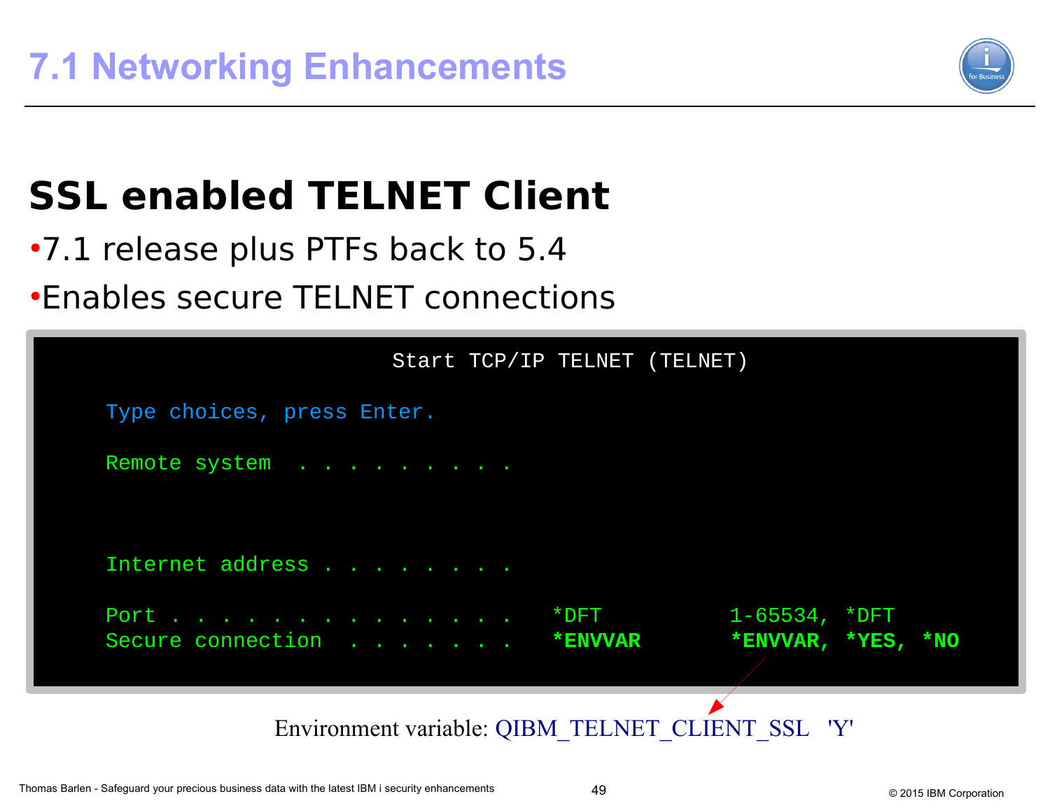# 7.1 Networking Enhancements

## SSL enabled TELNET Client

- 7.1 release plus PTFs back to 5.4
- Enables secure TELNET connections

```
                         Start TCP/IP TELNET (TELNET)

     Type choices, press Enter.

     Remote system  . . . . . . . . .



     Internet address . . . . . . . .

     Port . . . . . . . . . . . . . .   *DFT          1-65534, *DFT
     Secure connection  . . . . . . .   *ENVVAR       *ENVVAR, *YES, *NO
```

Environment variable: QIBM_TELNET_CLIENT_SSL 'Y'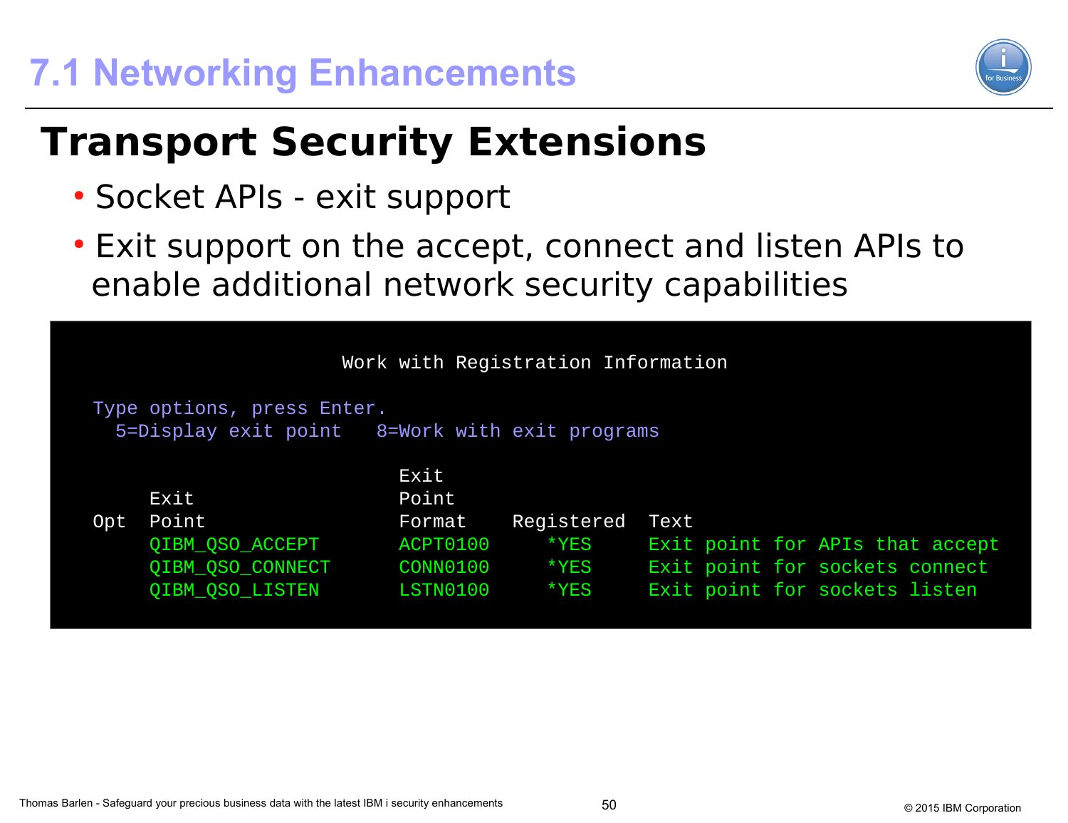# 7.1 Networking Enhancements

## Transport Security Extensions

- Socket APIs - exit support
- Exit support on the accept, connect and listen APIs to enable additional network security capabilities

```
                           Work with Registration Information

 Type options, press Enter.
   5=Display exit point   8=Work with exit programs

                                  Exit
      Exit                        Point
 Opt  Point                       Format     Registered   Text
      QIBM_QSO_ACCEPT             ACPT0100      *YES      Exit point for APIs that accept
      QIBM_QSO_CONNECT            CONN0100      *YES      Exit point for sockets connect
      QIBM_QSO_LISTEN             LSTN0100      *YES      Exit point for sockets listen
```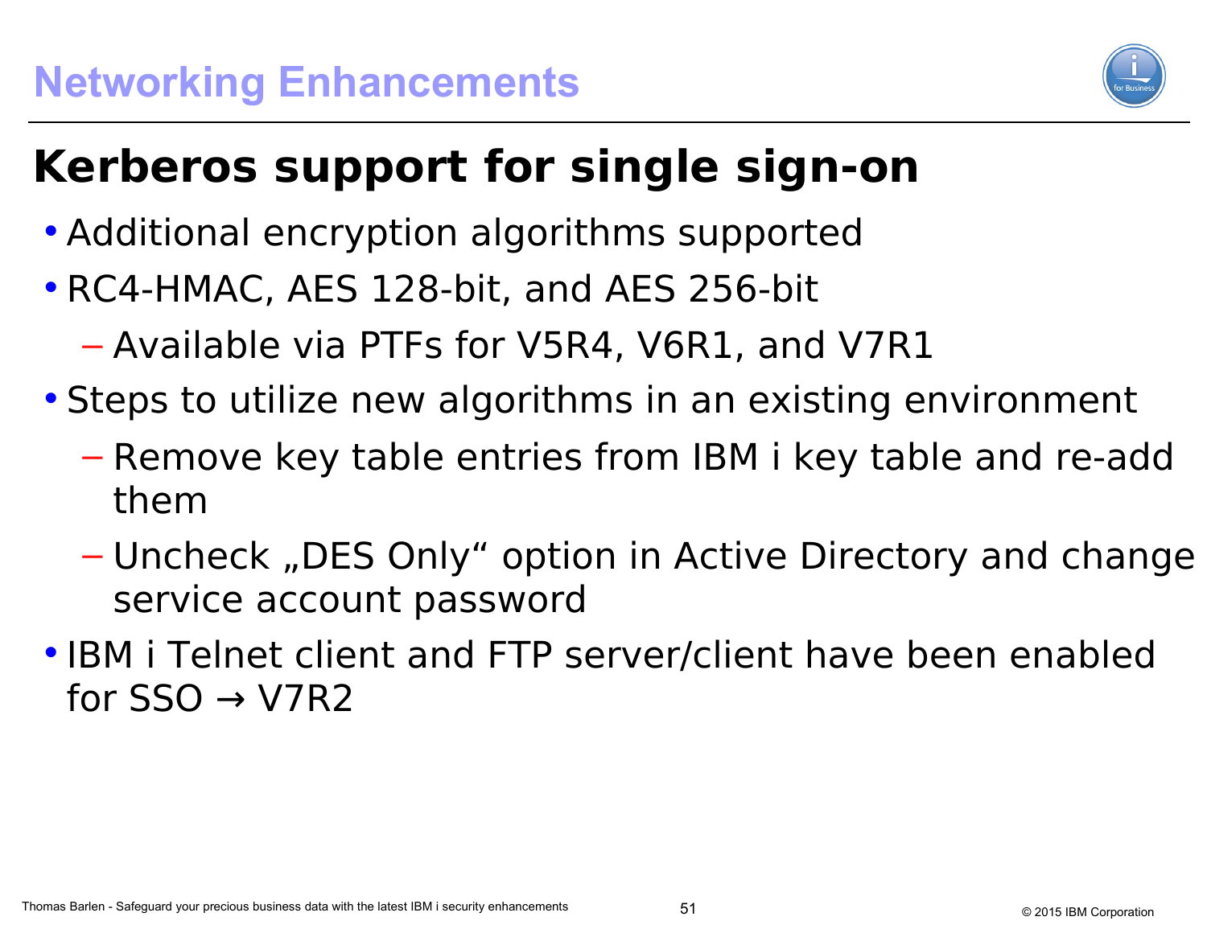# Networking Enhancements

## Kerberos support for single sign-on

- Additional encryption algorithms supported
- RC4-HMAC, AES 128-bit, and AES 256-bit
  - Available via PTFs for V5R4, V6R1, and V7R1
- Steps to utilize new algorithms in an existing environment
  - Remove key table entries from IBM i key table and re-add them
  - Uncheck „DES Only“ option in Active Directory and change service account password
- IBM i Telnet client and FTP server/client have been enabled for SSO → V7R2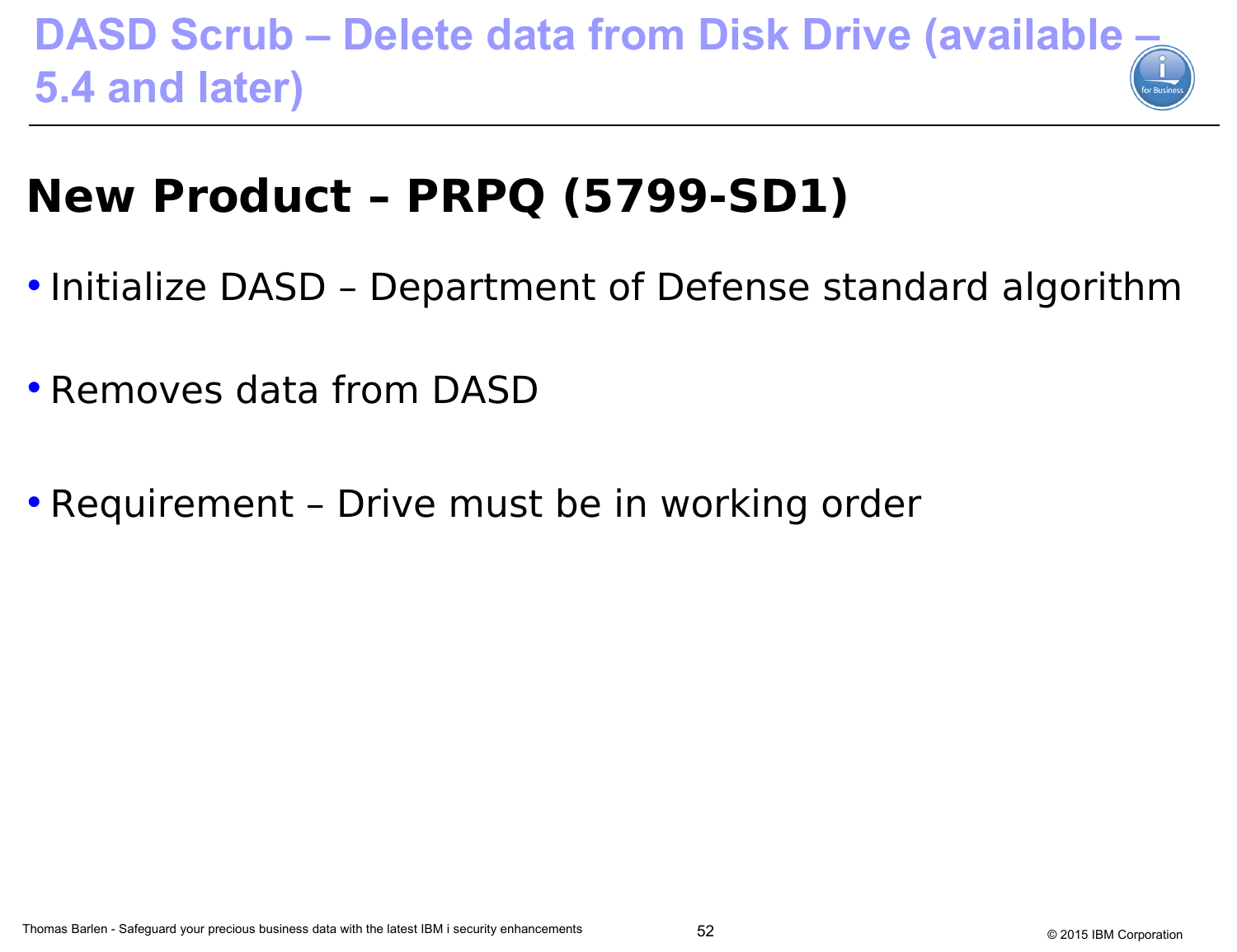# DASD Scrub – Delete data from Disk Drive (available – 5.4 and later)

## New Product – PRPQ (5799-SD1)

- Initialize DASD – Department of Defense standard algorithm
- Removes data from DASD
- Requirement – Drive must be in working order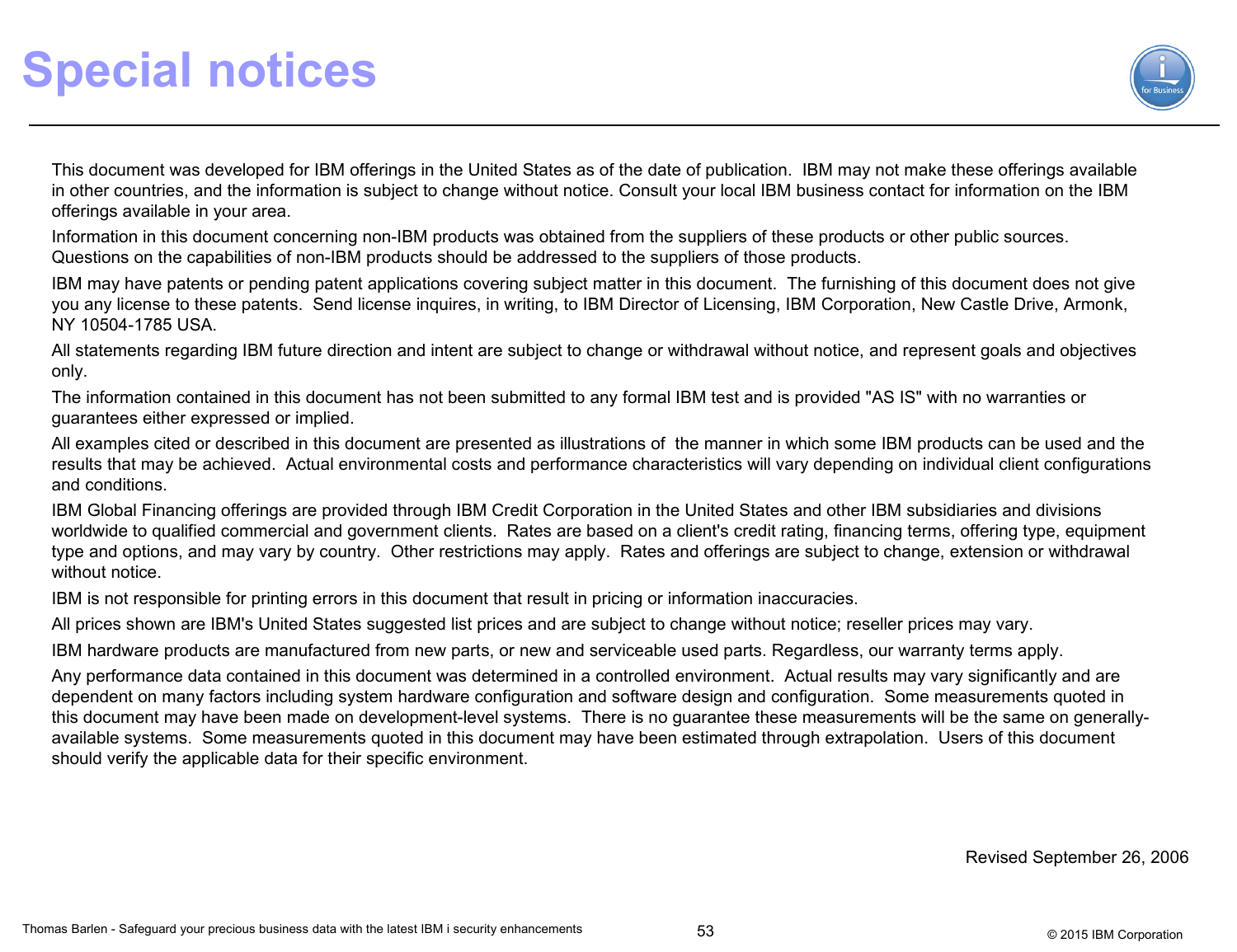# Special notices

This document was developed for IBM offerings in the United States as of the date of publication. IBM may not make these offerings available in other countries, and the information is subject to change without notice. Consult your local IBM business contact for information on the IBM offerings available in your area.

Information in this document concerning non-IBM products was obtained from the suppliers of these products or other public sources. Questions on the capabilities of non-IBM products should be addressed to the suppliers of those products.

IBM may have patents or pending patent applications covering subject matter in this document. The furnishing of this document does not give you any license to these patents. Send license inquires, in writing, to IBM Director of Licensing, IBM Corporation, New Castle Drive, Armonk, NY 10504-1785 USA.

All statements regarding IBM future direction and intent are subject to change or withdrawal without notice, and represent goals and objectives only.

The information contained in this document has not been submitted to any formal IBM test and is provided "AS IS" with no warranties or guarantees either expressed or implied.

All examples cited or described in this document are presented as illustrations of the manner in which some IBM products can be used and the results that may be achieved. Actual environmental costs and performance characteristics will vary depending on individual client configurations and conditions.

IBM Global Financing offerings are provided through IBM Credit Corporation in the United States and other IBM subsidiaries and divisions worldwide to qualified commercial and government clients. Rates are based on a client's credit rating, financing terms, offering type, equipment type and options, and may vary by country. Other restrictions may apply. Rates and offerings are subject to change, extension or withdrawal without notice.

IBM is not responsible for printing errors in this document that result in pricing or information inaccuracies.

All prices shown are IBM's United States suggested list prices and are subject to change without notice; reseller prices may vary.

IBM hardware products are manufactured from new parts, or new and serviceable used parts. Regardless, our warranty terms apply.

Any performance data contained in this document was determined in a controlled environment. Actual results may vary significantly and are dependent on many factors including system hardware configuration and software design and configuration. Some measurements quoted in this document may have been made on development-level systems. There is no guarantee these measurements will be the same on generally-available systems. Some measurements quoted in this document may have been estimated through extrapolation. Users of this document should verify the applicable data for their specific environment.

Revised September 26, 2006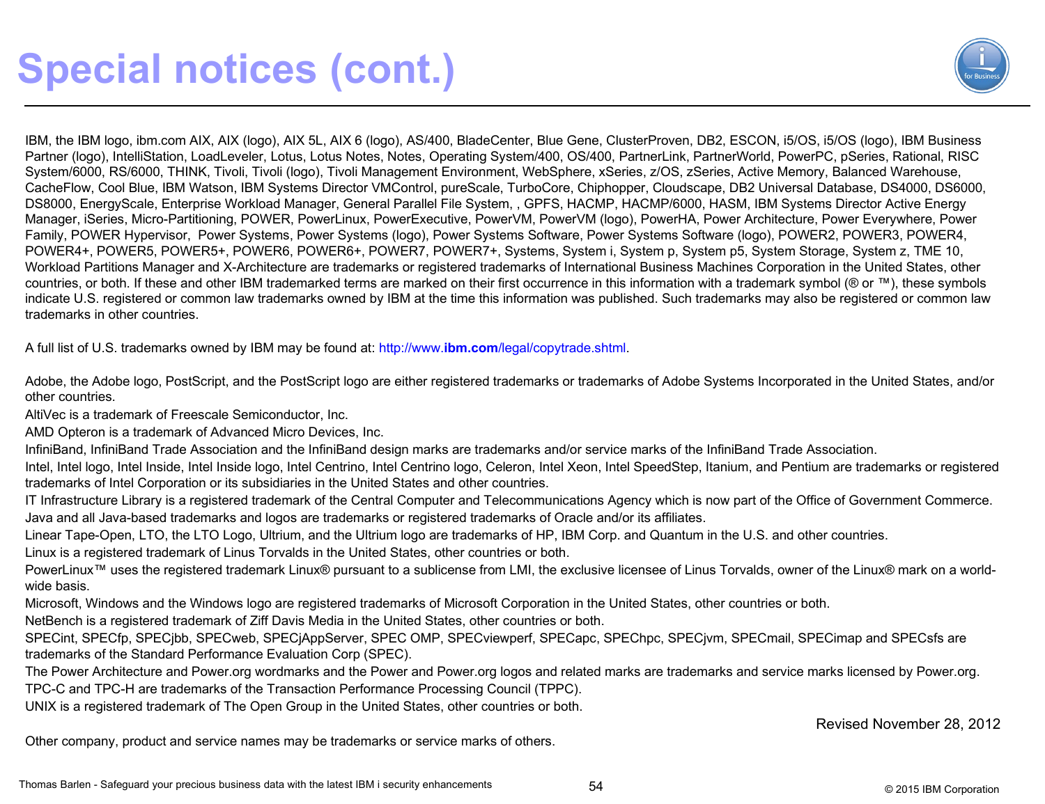# Special notices (cont.)

IBM, the IBM logo, ibm.com AIX, AIX (logo), AIX 5L, AIX 6 (logo), AS/400, BladeCenter, Blue Gene, ClusterProven, DB2, ESCON, i5/OS, i5/OS (logo), IBM Business Partner (logo), IntelliStation, LoadLeveler, Lotus, Lotus Notes, Notes, Operating System/400, OS/400, PartnerLink, PartnerWorld, PowerPC, pSeries, Rational, RISC System/6000, RS/6000, THINK, Tivoli, Tivoli (logo), Tivoli Management Environment, WebSphere, xSeries, z/OS, zSeries, Active Memory, Balanced Warehouse, CacheFlow, Cool Blue, IBM Watson, IBM Systems Director VMControl, pureScale, TurboCore, Chiphopper, Cloudscape, DB2 Universal Database, DS4000, DS6000, DS8000, EnergyScale, Enterprise Workload Manager, General Parallel File System, , GPFS, HACMP, HACMP/6000, HASM, IBM Systems Director Active Energy Manager, iSeries, Micro-Partitioning, POWER, PowerLinux, PowerExecutive, PowerVM, PowerVM (logo), PowerHA, Power Architecture, Power Everywhere, Power Family, POWER Hypervisor, Power Systems, Power Systems (logo), Power Systems Software, Power Systems Software (logo), POWER2, POWER3, POWER4, POWER4+, POWER5, POWER5+, POWER6, POWER6+, POWER7, POWER7+, Systems, System i, System p, System p5, System Storage, System z, TME 10, Workload Partitions Manager and X-Architecture are trademarks or registered trademarks of International Business Machines Corporation in the United States, other countries, or both. If these and other IBM trademarked terms are marked on their first occurrence in this information with a trademark symbol (® or ™), these symbols indicate U.S. registered or common law trademarks owned by IBM at the time this information was published. Such trademarks may also be registered or common law trademarks in other countries.

A full list of U.S. trademarks owned by IBM may be found at: http://www.**ibm.com**/legal/copytrade.shtml.

Adobe, the Adobe logo, PostScript, and the PostScript logo are either registered trademarks or trademarks of Adobe Systems Incorporated in the United States, and/or other countries.

AltiVec is a trademark of Freescale Semiconductor, Inc.

AMD Opteron is a trademark of Advanced Micro Devices, Inc.

InfiniBand, InfiniBand Trade Association and the InfiniBand design marks are trademarks and/or service marks of the InfiniBand Trade Association.

Intel, Intel logo, Intel Inside, Intel Inside logo, Intel Centrino, Intel Centrino logo, Celeron, Intel Xeon, Intel SpeedStep, Itanium, and Pentium are trademarks or registered trademarks of Intel Corporation or its subsidiaries in the United States and other countries.

IT Infrastructure Library is a registered trademark of the Central Computer and Telecommunications Agency which is now part of the Office of Government Commerce.

Java and all Java-based trademarks and logos are trademarks or registered trademarks of Oracle and/or its affiliates.

Linear Tape-Open, LTO, the LTO Logo, Ultrium, and the Ultrium logo are trademarks of HP, IBM Corp. and Quantum in the U.S. and other countries.

Linux is a registered trademark of Linus Torvalds in the United States, other countries or both.

PowerLinux™ uses the registered trademark Linux® pursuant to a sublicense from LMI, the exclusive licensee of Linus Torvalds, owner of the Linux® mark on a world-wide basis.

Microsoft, Windows and the Windows logo are registered trademarks of Microsoft Corporation in the United States, other countries or both.

NetBench is a registered trademark of Ziff Davis Media in the United States, other countries or both.

SPECint, SPECfp, SPECjbb, SPECweb, SPECjAppServer, SPEC OMP, SPECviewperf, SPECapc, SPEChpc, SPECjvm, SPECmail, SPECimap and SPECsfs are trademarks of the Standard Performance Evaluation Corp (SPEC).

The Power Architecture and Power.org wordmarks and the Power and Power.org logos and related marks are trademarks and service marks licensed by Power.org.

TPC-C and TPC-H are trademarks of the Transaction Performance Processing Council (TPPC).

UNIX is a registered trademark of The Open Group in the United States, other countries or both.

Revised November 28, 2012

Other company, product and service names may be trademarks or service marks of others.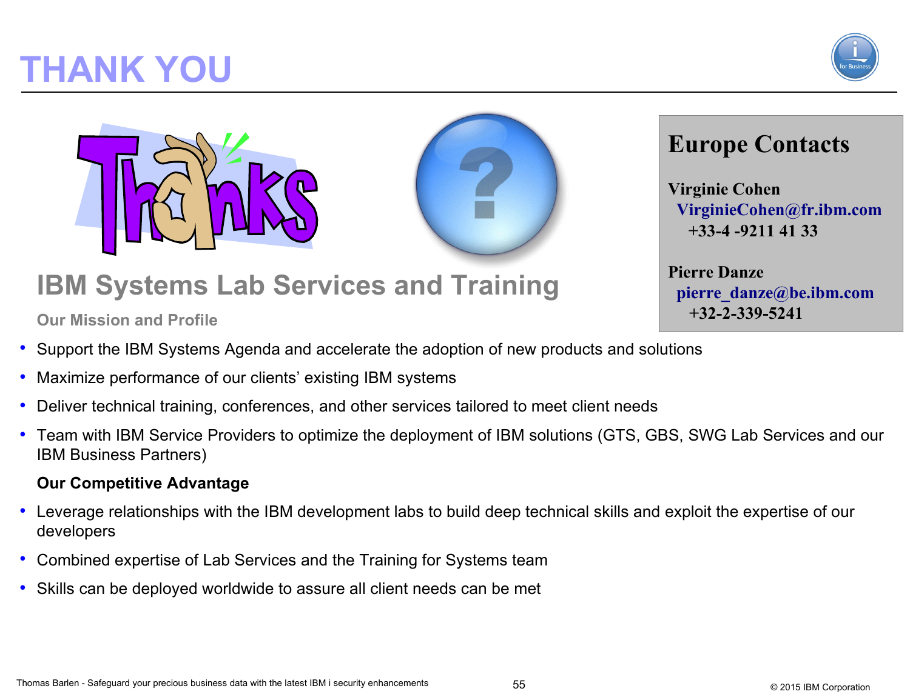# THANK YOU

## Europe Contacts

**Virginie Cohen**
VirginieCohen@fr.ibm.com
+33-4 -9211 41 33

**Pierre Danze**
pierre_danze@be.ibm.com
+32-2-339-5241

## IBM Systems Lab Services and Training

### Our Mission and Profile

- Support the IBM Systems Agenda and accelerate the adoption of new products and solutions
- Maximize performance of our clients' existing IBM systems
- Deliver technical training, conferences, and other services tailored to meet client needs
- Team with IBM Service Providers to optimize the deployment of IBM solutions (GTS, GBS, SWG Lab Services and our IBM Business Partners)

**Our Competitive Advantage**

- Leverage relationships with the IBM development labs to build deep technical skills and exploit the expertise of our developers
- Combined expertise of Lab Services and the Training for Systems team
- Skills can be deployed worldwide to assure all client needs can be met